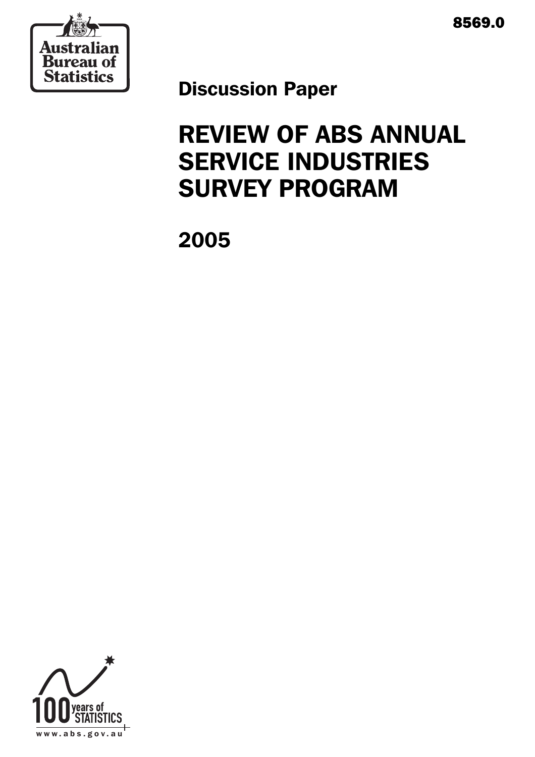8569.0

Australian Bureau of Statistics

Discussion Paper

# REVIEW OF ABS ANNUAL SERVICE INDUSTRIES SURVEY PROGRAM

## 2005

100 years of STATISTICS

www.abs.gov.au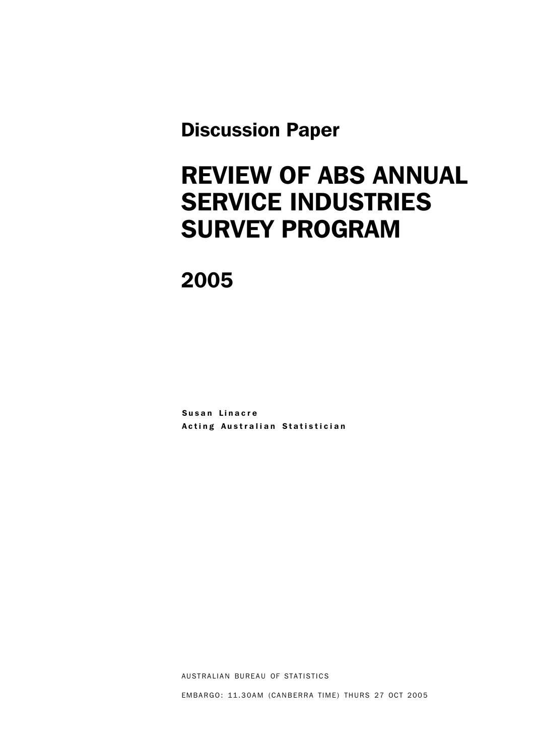## Discussion Paper

# REVIEW OF ABS ANNUAL SERVICE INDUSTRIES SURVEY PROGRAM

# 2005

**Susan Linacre**
**Acting Australian Statistician**

AUSTRALIAN BUREAU OF STATISTICS

EMBARGO: 11.30AM (CANBERRA TIME) THURS 27 OCT 2005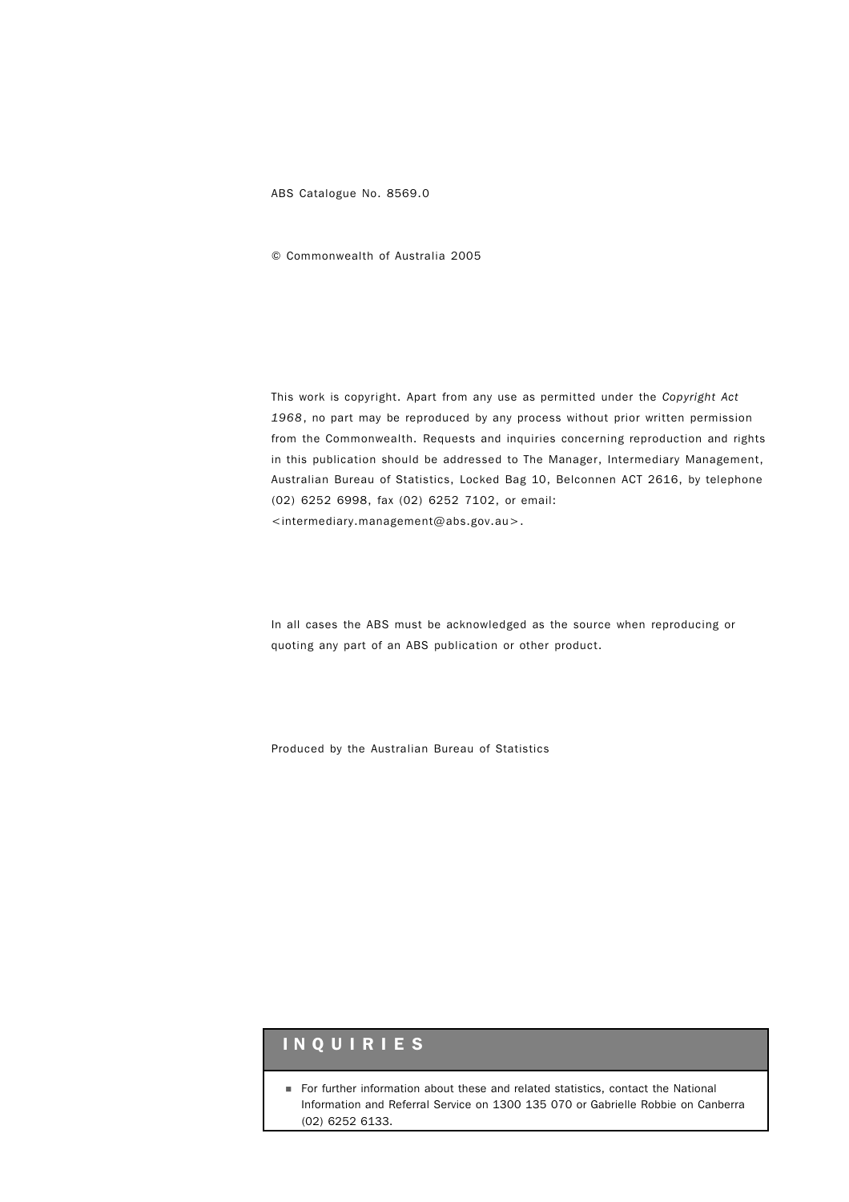ABS Catalogue No. 8569.0

© Commonwealth of Australia 2005

This work is copyright. Apart from any use as permitted under the *Copyright Act 1968*, no part may be reproduced by any process without prior written permission from the Commonwealth. Requests and inquiries concerning reproduction and rights in this publication should be addressed to The Manager, Intermediary Management, Australian Bureau of Statistics, Locked Bag 10, Belconnen ACT 2616, by telephone (02) 6252 6998, fax (02) 6252 7102, or email: <intermediary.management@abs.gov.au>.

In all cases the ABS must be acknowledged as the source when reproducing or quoting any part of an ABS publication or other product.

Produced by the Australian Bureau of Statistics

## INQUIRIES

- For further information about these and related statistics, contact the National Information and Referral Service on 1300 135 070 or Gabrielle Robbie on Canberra (02) 6252 6133.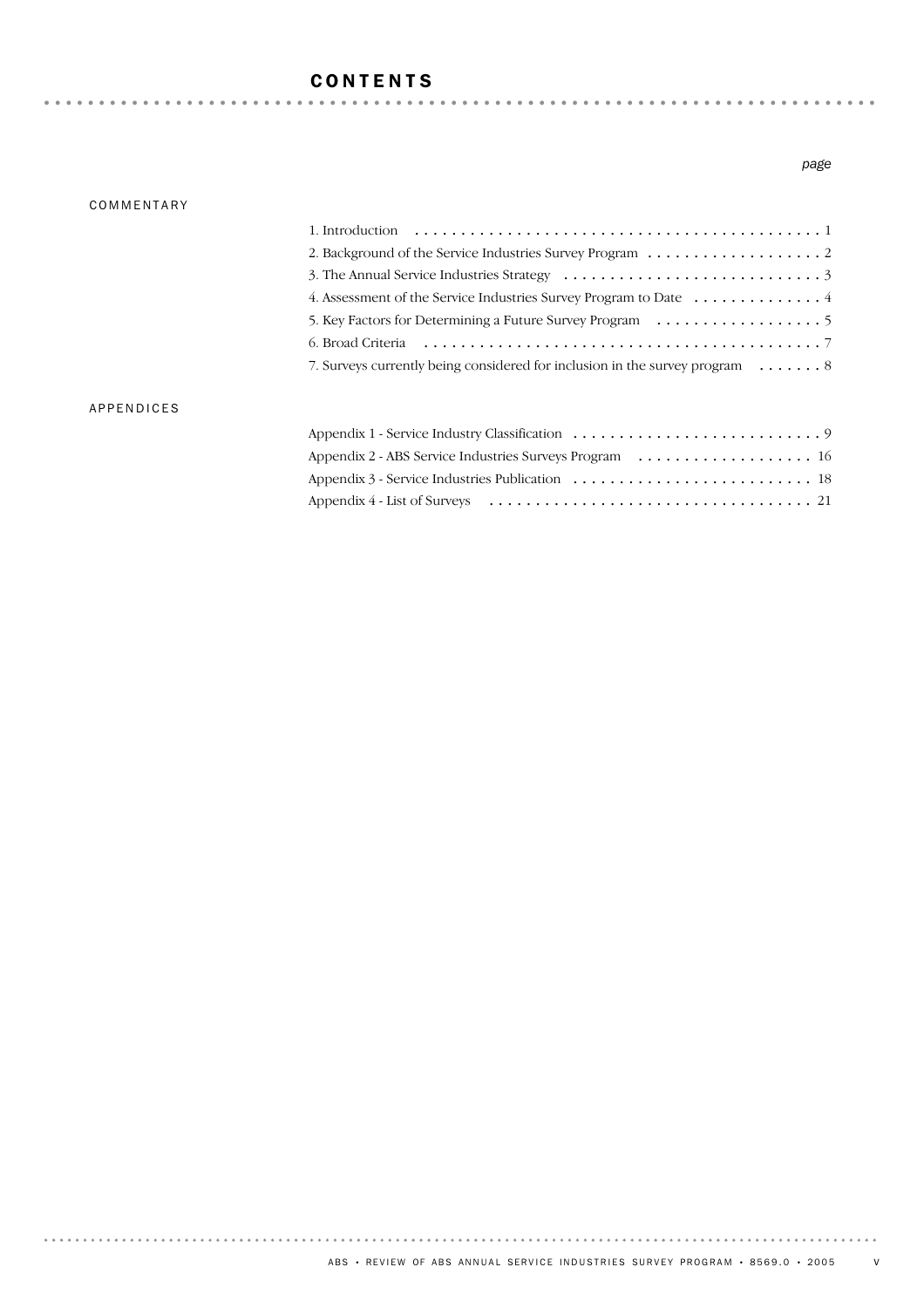# CONTENTS

| | | page |
|---|---|---|
| COMMENTARY | | |
| | 1. Introduction | 1 |
| | 2. Background of the Service Industries Survey Program | 2 |
| | 3. The Annual Service Industries Strategy | 3 |
| | 4. Assessment of the Service Industries Survey Program to Date | 4 |
| | 5. Key Factors for Determining a Future Survey Program | 5 |
| | 6. Broad Criteria | 7 |
| | 7. Surveys currently being considered for inclusion in the survey program | 8 |
| APPENDICES | | |
| | Appendix 1 - Service Industry Classification | 9 |
| | Appendix 2 - ABS Service Industries Surveys Program | 16 |
| | Appendix 3 - Service Industries Publication | 18 |
| | Appendix 4 - List of Surveys | 21 |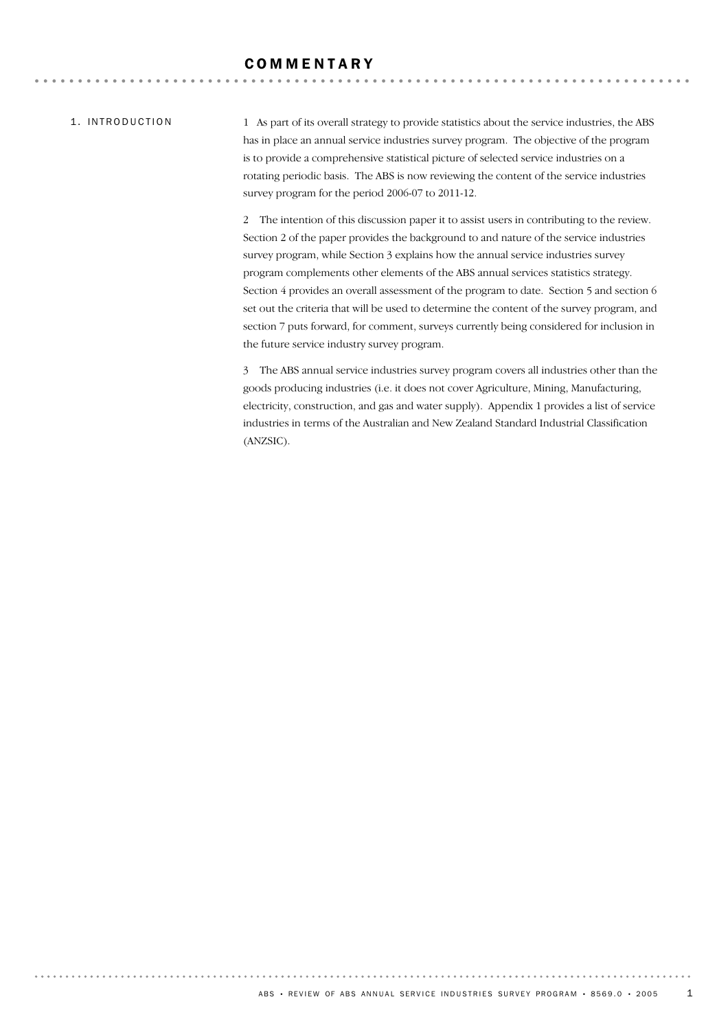# COMMENTARY

## 1. INTRODUCTION

1 As part of its overall strategy to provide statistics about the service industries, the ABS has in place an annual service industries survey program. The objective of the program is to provide a comprehensive statistical picture of selected service industries on a rotating periodic basis. The ABS is now reviewing the content of the service industries survey program for the period 2006-07 to 2011-12.

2 The intention of this discussion paper it to assist users in contributing to the review. Section 2 of the paper provides the background to and nature of the service industries survey program, while Section 3 explains how the annual service industries survey program complements other elements of the ABS annual services statistics strategy. Section 4 provides an overall assessment of the program to date. Section 5 and section 6 set out the criteria that will be used to determine the content of the survey program, and section 7 puts forward, for comment, surveys currently being considered for inclusion in the future service industry survey program.

3 The ABS annual service industries survey program covers all industries other than the goods producing industries (i.e. it does not cover Agriculture, Mining, Manufacturing, electricity, construction, and gas and water supply). Appendix 1 provides a list of service industries in terms of the Australian and New Zealand Standard Industrial Classification (ANZSIC).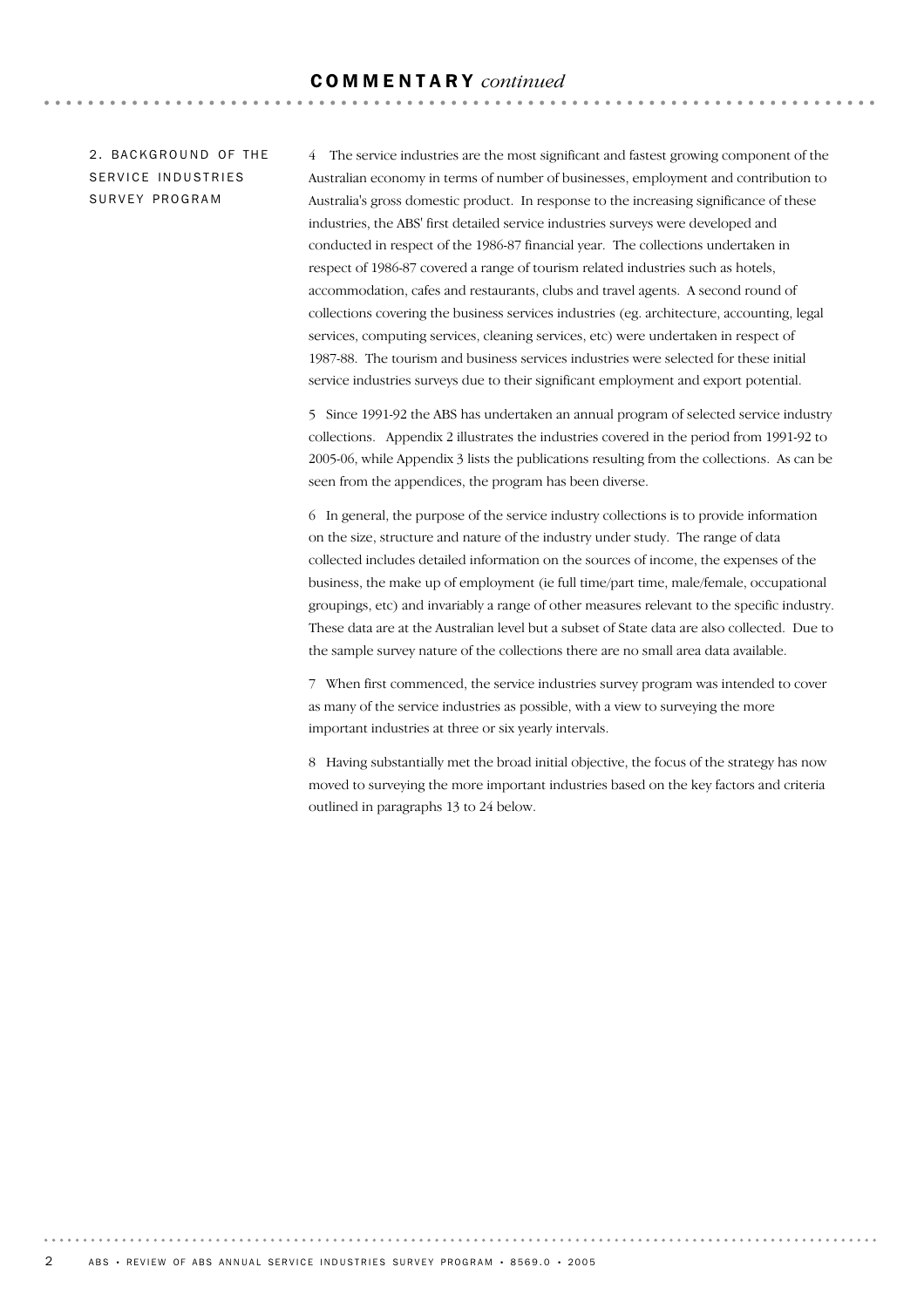## 2. BACKGROUND OF THE SERVICE INDUSTRIES SURVEY PROGRAM

4 The service industries are the most significant and fastest growing component of the Australian economy in terms of number of businesses, employment and contribution to Australia's gross domestic product. In response to the increasing significance of these industries, the ABS' first detailed service industries surveys were developed and conducted in respect of the 1986-87 financial year. The collections undertaken in respect of 1986-87 covered a range of tourism related industries such as hotels, accommodation, cafes and restaurants, clubs and travel agents. A second round of collections covering the business services industries (eg. architecture, accounting, legal services, computing services, cleaning services, etc) were undertaken in respect of 1987-88. The tourism and business services industries were selected for these initial service industries surveys due to their significant employment and export potential.

5 Since 1991-92 the ABS has undertaken an annual program of selected service industry collections. Appendix 2 illustrates the industries covered in the period from 1991-92 to 2005-06, while Appendix 3 lists the publications resulting from the collections. As can be seen from the appendices, the program has been diverse.

6 In general, the purpose of the service industry collections is to provide information on the size, structure and nature of the industry under study. The range of data collected includes detailed information on the sources of income, the expenses of the business, the make up of employment (ie full time/part time, male/female, occupational groupings, etc) and invariably a range of other measures relevant to the specific industry. These data are at the Australian level but a subset of State data are also collected. Due to the sample survey nature of the collections there are no small area data available.

7 When first commenced, the service industries survey program was intended to cover as many of the service industries as possible, with a view to surveying the more important industries at three or six yearly intervals.

8 Having substantially met the broad initial objective, the focus of the strategy has now moved to surveying the more important industries based on the key factors and criteria outlined in paragraphs 13 to 24 below.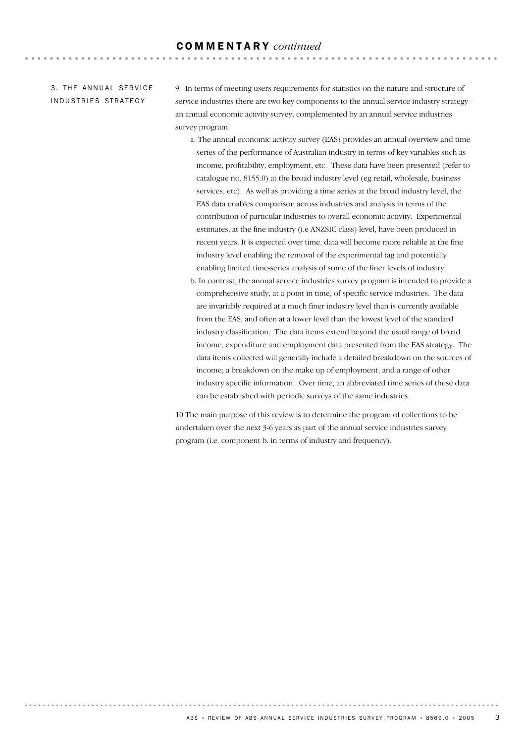## COMMENTARY *continued*

### 3. THE ANNUAL SERVICE INDUSTRIES STRATEGY

9 In terms of meeting users requirements for statistics on the nature and structure of service industries there are two key components to the annual service industry strategy - an annual economic activity survey, complemented by an annual service industries survey program.

a. The annual economic activity survey (EAS) provides an annual overview and time series of the performance of Australian industry in terms of key variables such as income, profitability, employment, etc. These data have been presented (refer to catalogue no. 8155.0) at the broad industry level (eg retail, wholesale, business services, etc). As well as providing a time series at the broad industry level, the EAS data enables comparison across industries and analysis in terms of the contribution of particular industries to overall economic activity. Experimental estimates, at the fine industry (i.e ANZSIC class) level, have been produced in recent years. It is expected over time, data will become more reliable at the fine industry level enabling the removal of the experimental tag and potentially enabling limited time-series analysis of some of the finer levels of industry.

b. In contrast, the annual service industries survey program is intended to provide a comprehensive study, at a point in time, of specific service industries. The data are invariably required at a much finer industry level than is currently available from the EAS, and often at a lower level than the lowest level of the standard industry classification. The data items extend beyond the usual range of broad income, expenditure and employment data presented from the EAS strategy. The data items collected will generally include a detailed breakdown on the sources of income; a breakdown on the make up of employment; and a range of other industry specific information. Over time, an abbreviated time series of these data can be established with periodic surveys of the same industries.

10 The main purpose of this review is to determine the program of collections to be undertaken over the next 3-6 years as part of the annual service industries survey program (i.e. component b. in terms of industry and frequency).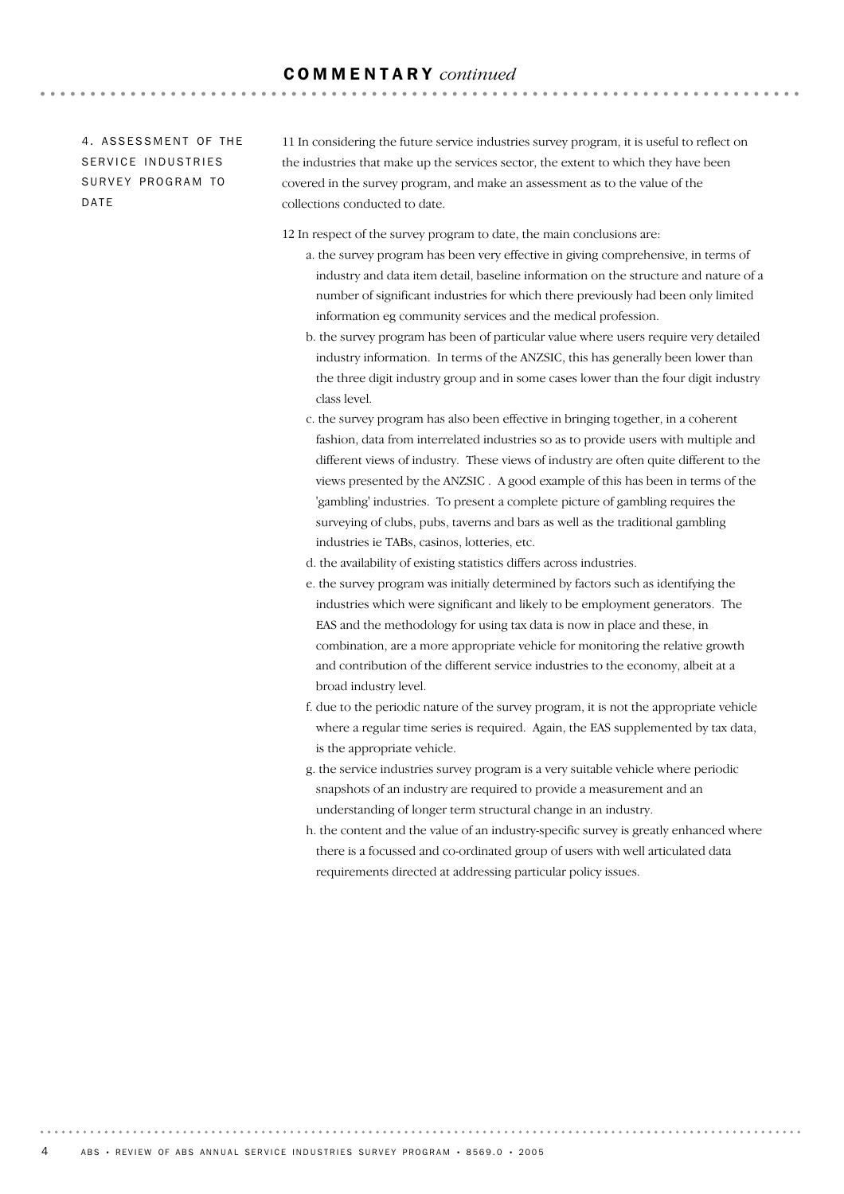## COMMENTARY *continued*

### 4. ASSESSMENT OF THE SERVICE INDUSTRIES SURVEY PROGRAM TO DATE

11 In considering the future service industries survey program, it is useful to reflect on the industries that make up the services sector, the extent to which they have been covered in the survey program, and make an assessment as to the value of the collections conducted to date.

12 In respect of the survey program to date, the main conclusions are:

a. the survey program has been very effective in giving comprehensive, in terms of industry and data item detail, baseline information on the structure and nature of a number of significant industries for which there previously had been only limited information eg community services and the medical profession.

b. the survey program has been of particular value where users require very detailed industry information. In terms of the ANZSIC, this has generally been lower than the three digit industry group and in some cases lower than the four digit industry class level.

c. the survey program has also been effective in bringing together, in a coherent fashion, data from interrelated industries so as to provide users with multiple and different views of industry. These views of industry are often quite different to the views presented by the ANZSIC . A good example of this has been in terms of the 'gambling' industries. To present a complete picture of gambling requires the surveying of clubs, pubs, taverns and bars as well as the traditional gambling industries ie TABs, casinos, lotteries, etc.

d. the availability of existing statistics differs across industries.

e. the survey program was initially determined by factors such as identifying the industries which were significant and likely to be employment generators. The EAS and the methodology for using tax data is now in place and these, in combination, are a more appropriate vehicle for monitoring the relative growth and contribution of the different service industries to the economy, albeit at a broad industry level.

f. due to the periodic nature of the survey program, it is not the appropriate vehicle where a regular time series is required. Again, the EAS supplemented by tax data, is the appropriate vehicle.

g. the service industries survey program is a very suitable vehicle where periodic snapshots of an industry are required to provide a measurement and an understanding of longer term structural change in an industry.

h. the content and the value of an industry-specific survey is greatly enhanced where there is a focussed and co-ordinated group of users with well articulated data requirements directed at addressing particular policy issues.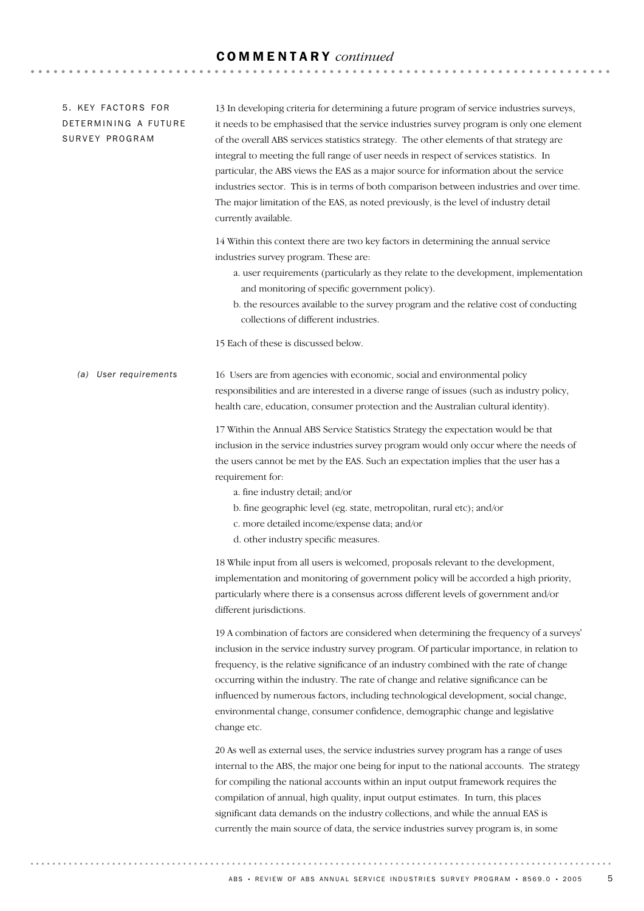## 5. KEY FACTORS FOR DETERMINING A FUTURE SURVEY PROGRAM

13 In developing criteria for determining a future program of service industries surveys, it needs to be emphasised that the service industries survey program is only one element of the overall ABS services statistics strategy. The other elements of that strategy are integral to meeting the full range of user needs in respect of services statistics. In particular, the ABS views the EAS as a major source for information about the service industries sector. This is in terms of both comparison between industries and over time. The major limitation of the EAS, as noted previously, is the level of industry detail currently available.

14 Within this context there are two key factors in determining the annual service industries survey program. These are:

a. user requirements (particularly as they relate to the development, implementation and monitoring of specific government policy).

b. the resources available to the survey program and the relative cost of conducting collections of different industries.

15 Each of these is discussed below.

### *(a) User requirements*

16 Users are from agencies with economic, social and environmental policy responsibilities and are interested in a diverse range of issues (such as industry policy, health care, education, consumer protection and the Australian cultural identity).

17 Within the Annual ABS Service Statistics Strategy the expectation would be that inclusion in the service industries survey program would only occur where the needs of the users cannot be met by the EAS. Such an expectation implies that the user has a requirement for:

a. fine industry detail; and/or

b. fine geographic level (eg. state, metropolitan, rural etc); and/or

c. more detailed income/expense data; and/or

d. other industry specific measures.

18 While input from all users is welcomed, proposals relevant to the development, implementation and monitoring of government policy will be accorded a high priority, particularly where there is a consensus across different levels of government and/or different jurisdictions.

19 A combination of factors are considered when determining the frequency of a surveys' inclusion in the service industry survey program. Of particular importance, in relation to frequency, is the relative significance of an industry combined with the rate of change occurring within the industry. The rate of change and relative significance can be influenced by numerous factors, including technological development, social change, environmental change, consumer confidence, demographic change and legislative change etc.

20 As well as external uses, the service industries survey program has a range of uses internal to the ABS, the major one being for input to the national accounts. The strategy for compiling the national accounts within an input output framework requires the compilation of annual, high quality, input output estimates. In turn, this places significant data demands on the industry collections, and while the annual EAS is currently the main source of data, the service industries survey program is, in some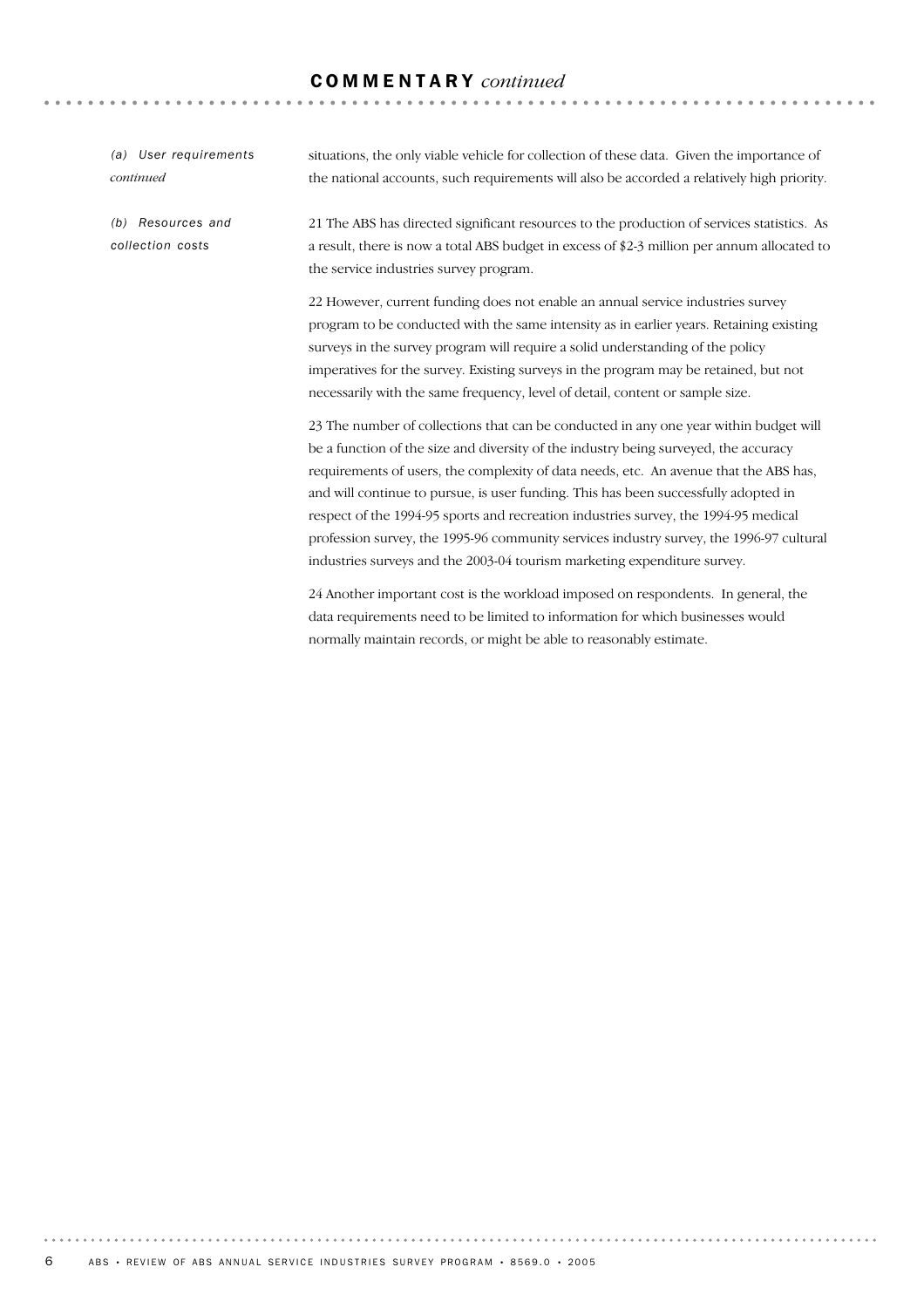### (a) User requirements *continued*

situations, the only viable vehicle for collection of these data. Given the importance of the national accounts, such requirements will also be accorded a relatively high priority.

### (b) Resources and collection costs

21 The ABS has directed significant resources to the production of services statistics. As a result, there is now a total ABS budget in excess of $2-3 million per annum allocated to the service industries survey program.

22 However, current funding does not enable an annual service industries survey program to be conducted with the same intensity as in earlier years. Retaining existing surveys in the survey program will require a solid understanding of the policy imperatives for the survey. Existing surveys in the program may be retained, but not necessarily with the same frequency, level of detail, content or sample size.

23 The number of collections that can be conducted in any one year within budget will be a function of the size and diversity of the industry being surveyed, the accuracy requirements of users, the complexity of data needs, etc. An avenue that the ABS has, and will continue to pursue, is user funding. This has been successfully adopted in respect of the 1994-95 sports and recreation industries survey, the 1994-95 medical profession survey, the 1995-96 community services industry survey, the 1996-97 cultural industries surveys and the 2003-04 tourism marketing expenditure survey.

24 Another important cost is the workload imposed on respondents. In general, the data requirements need to be limited to information for which businesses would normally maintain records, or might be able to reasonably estimate.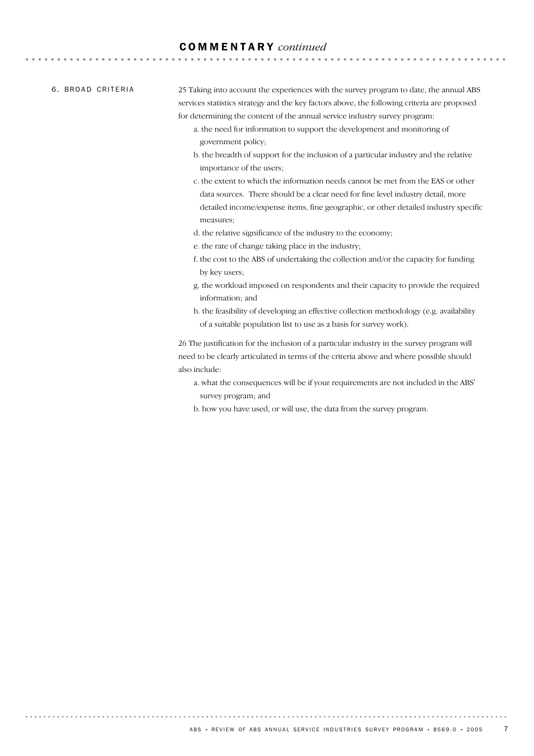## 6. BROAD CRITERIA

25 Taking into account the experiences with the survey program to date, the annual ABS services statistics strategy and the key factors above, the following criteria are proposed for determining the content of the annual service industry survey program:

a. the need for information to support the development and monitoring of government policy;

b. the breadth of support for the inclusion of a particular industry and the relative importance of the users;

c. the extent to which the information needs cannot be met from the EAS or other data sources. There should be a clear need for fine level industry detail, more detailed income/expense items, fine geographic, or other detailed industry specific measures;

d. the relative significance of the industry to the economy;

e. the rate of change taking place in the industry;

f. the cost to the ABS of undertaking the collection and/or the capacity for funding by key users;

g. the workload imposed on respondents and their capacity to provide the required information; and

h. the feasibility of developing an effective collection methodology (e.g. availability of a suitable population list to use as a basis for survey work).

26 The justification for the inclusion of a particular industry in the survey program will need to be clearly articulated in terms of the criteria above and where possible should also include:

a. what the consequences will be if your requirements are not included in the ABS' survey program; and

b. how you have used, or will use, the data from the survey program.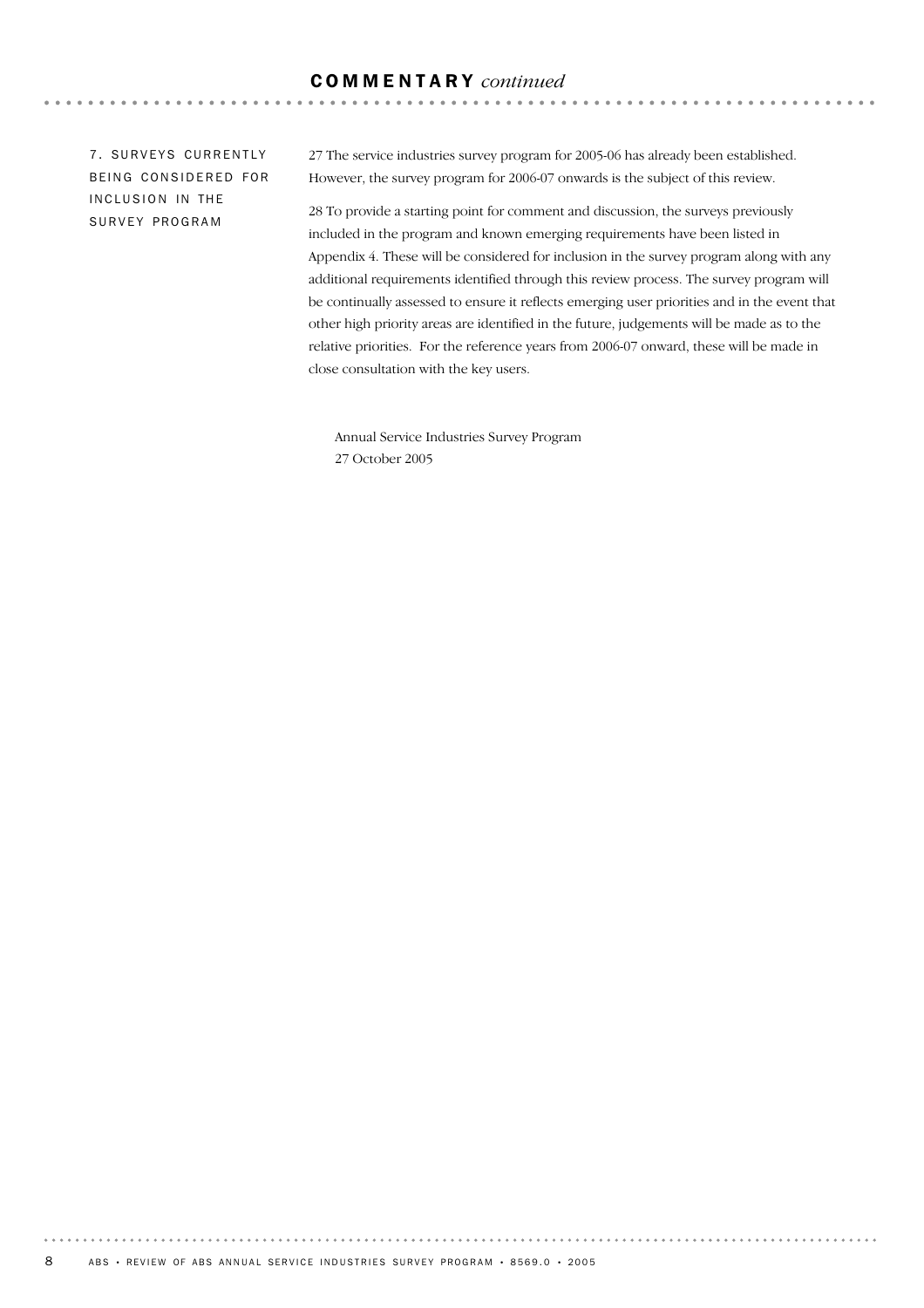## COMMENTARY *continued*

### 7. SURVEYS CURRENTLY BEING CONSIDERED FOR INCLUSION IN THE SURVEY PROGRAM

27 The service industries survey program for 2005-06 has already been established. However, the survey program for 2006-07 onwards is the subject of this review.

28 To provide a starting point for comment and discussion, the surveys previously included in the program and known emerging requirements have been listed in Appendix 4. These will be considered for inclusion in the survey program along with any additional requirements identified through this review process. The survey program will be continually assessed to ensure it reflects emerging user priorities and in the event that other high priority areas are identified in the future, judgements will be made as to the relative priorities. For the reference years from 2006-07 onward, these will be made in close consultation with the key users.

Annual Service Industries Survey Program
27 October 2005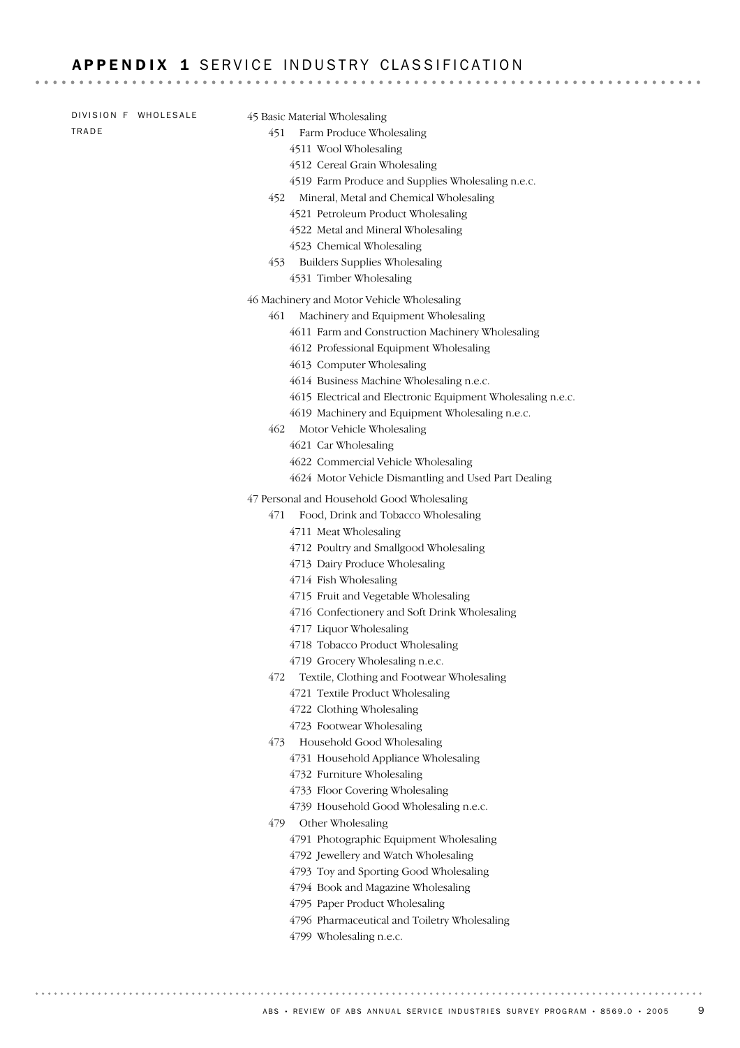# APPENDIX 1 SERVICE INDUSTRY CLASSIFICATION

DIVISION F WHOLESALE TRADE

45 Basic Material Wholesaling

- 451 Farm Produce Wholesaling
  - 4511 Wool Wholesaling
  - 4512 Cereal Grain Wholesaling
  - 4519 Farm Produce and Supplies Wholesaling n.e.c.
- 452 Mineral, Metal and Chemical Wholesaling
  - 4521 Petroleum Product Wholesaling
  - 4522 Metal and Mineral Wholesaling
  - 4523 Chemical Wholesaling
- 453 Builders Supplies Wholesaling
  - 4531 Timber Wholesaling

46 Machinery and Motor Vehicle Wholesaling

- 461 Machinery and Equipment Wholesaling
  - 4611 Farm and Construction Machinery Wholesaling
  - 4612 Professional Equipment Wholesaling
  - 4613 Computer Wholesaling
  - 4614 Business Machine Wholesaling n.e.c.
  - 4615 Electrical and Electronic Equipment Wholesaling n.e.c.
  - 4619 Machinery and Equipment Wholesaling n.e.c.
- 462 Motor Vehicle Wholesaling
  - 4621 Car Wholesaling
  - 4622 Commercial Vehicle Wholesaling
  - 4624 Motor Vehicle Dismantling and Used Part Dealing

47 Personal and Household Good Wholesaling

- 471 Food, Drink and Tobacco Wholesaling
  - 4711 Meat Wholesaling
  - 4712 Poultry and Smallgood Wholesaling
  - 4713 Dairy Produce Wholesaling
  - 4714 Fish Wholesaling
  - 4715 Fruit and Vegetable Wholesaling
  - 4716 Confectionery and Soft Drink Wholesaling
  - 4717 Liquor Wholesaling
  - 4718 Tobacco Product Wholesaling
  - 4719 Grocery Wholesaling n.e.c.
- 472 Textile, Clothing and Footwear Wholesaling
  - 4721 Textile Product Wholesaling
  - 4722 Clothing Wholesaling
  - 4723 Footwear Wholesaling
- 473 Household Good Wholesaling
  - 4731 Household Appliance Wholesaling
  - 4732 Furniture Wholesaling
  - 4733 Floor Covering Wholesaling
  - 4739 Household Good Wholesaling n.e.c.
- 479 Other Wholesaling
  - 4791 Photographic Equipment Wholesaling
  - 4792 Jewellery and Watch Wholesaling
  - 4793 Toy and Sporting Good Wholesaling
  - 4794 Book and Magazine Wholesaling
  - 4795 Paper Product Wholesaling
  - 4796 Pharmaceutical and Toiletry Wholesaling
  - 4799 Wholesaling n.e.c.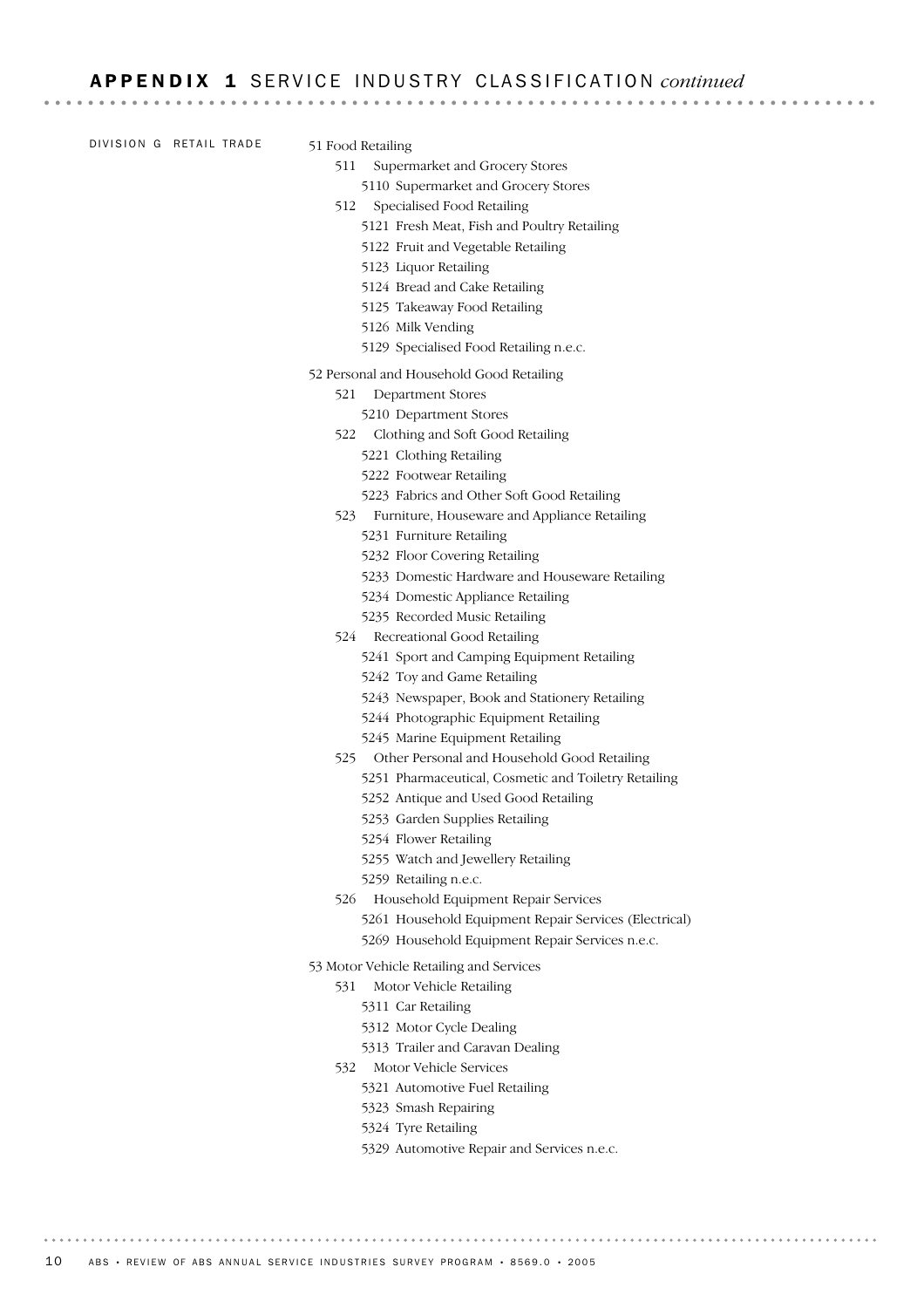## APPENDIX 1 SERVICE INDUSTRY CLASSIFICATION *continued*

DIVISION G RETAIL TRADE

51 Food Retailing
- 511 Supermarket and Grocery Stores
  - 5110 Supermarket and Grocery Stores
- 512 Specialised Food Retailing
  - 5121 Fresh Meat, Fish and Poultry Retailing
  - 5122 Fruit and Vegetable Retailing
  - 5123 Liquor Retailing
  - 5124 Bread and Cake Retailing
  - 5125 Takeaway Food Retailing
  - 5126 Milk Vending
  - 5129 Specialised Food Retailing n.e.c.

52 Personal and Household Good Retailing
- 521 Department Stores
  - 5210 Department Stores
- 522 Clothing and Soft Good Retailing
  - 5221 Clothing Retailing
  - 5222 Footwear Retailing
  - 5223 Fabrics and Other Soft Good Retailing
- 523 Furniture, Houseware and Appliance Retailing
  - 5231 Furniture Retailing
  - 5232 Floor Covering Retailing
  - 5233 Domestic Hardware and Houseware Retailing
  - 5234 Domestic Appliance Retailing
  - 5235 Recorded Music Retailing
- 524 Recreational Good Retailing
  - 5241 Sport and Camping Equipment Retailing
  - 5242 Toy and Game Retailing
  - 5243 Newspaper, Book and Stationery Retailing
  - 5244 Photographic Equipment Retailing
  - 5245 Marine Equipment Retailing
- 525 Other Personal and Household Good Retailing
  - 5251 Pharmaceutical, Cosmetic and Toiletry Retailing
  - 5252 Antique and Used Good Retailing
  - 5253 Garden Supplies Retailing
  - 5254 Flower Retailing
  - 5255 Watch and Jewellery Retailing
  - 5259 Retailing n.e.c.
- 526 Household Equipment Repair Services
  - 5261 Household Equipment Repair Services (Electrical)
  - 5269 Household Equipment Repair Services n.e.c.

53 Motor Vehicle Retailing and Services
- 531 Motor Vehicle Retailing
  - 5311 Car Retailing
  - 5312 Motor Cycle Dealing
  - 5313 Trailer and Caravan Dealing
- 532 Motor Vehicle Services
  - 5321 Automotive Fuel Retailing
  - 5323 Smash Repairing
  - 5324 Tyre Retailing
  - 5329 Automotive Repair and Services n.e.c.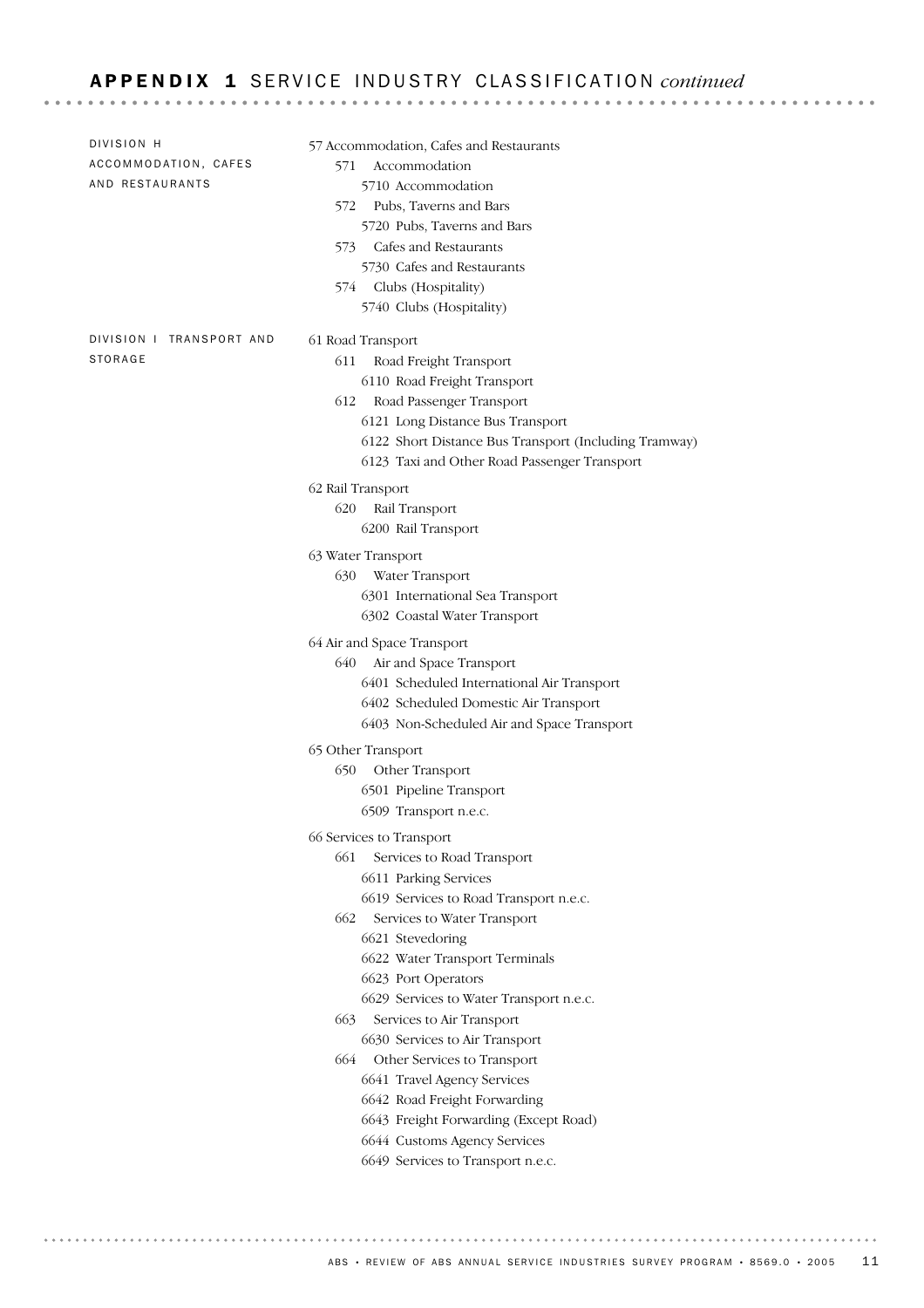## APPENDIX 1 SERVICE INDUSTRY CLASSIFICATION *continued*

**DIVISION H ACCOMMODATION, CAFES AND RESTAURANTS**

57 Accommodation, Cafes and Restaurants
- 571 Accommodation
  - 5710 Accommodation
- 572 Pubs, Taverns and Bars
  - 5720 Pubs, Taverns and Bars
- 573 Cafes and Restaurants
  - 5730 Cafes and Restaurants
- 574 Clubs (Hospitality)
  - 5740 Clubs (Hospitality)

**DIVISION I TRANSPORT AND STORAGE**

61 Road Transport
- 611 Road Freight Transport
  - 6110 Road Freight Transport
- 612 Road Passenger Transport
  - 6121 Long Distance Bus Transport
  - 6122 Short Distance Bus Transport (Including Tramway)
  - 6123 Taxi and Other Road Passenger Transport

62 Rail Transport
- 620 Rail Transport
  - 6200 Rail Transport

63 Water Transport
- 630 Water Transport
  - 6301 International Sea Transport
  - 6302 Coastal Water Transport

64 Air and Space Transport
- 640 Air and Space Transport
  - 6401 Scheduled International Air Transport
  - 6402 Scheduled Domestic Air Transport
  - 6403 Non-Scheduled Air and Space Transport

65 Other Transport
- 650 Other Transport
  - 6501 Pipeline Transport
  - 6509 Transport n.e.c.

66 Services to Transport
- 661 Services to Road Transport
  - 6611 Parking Services
  - 6619 Services to Road Transport n.e.c.
- 662 Services to Water Transport
  - 6621 Stevedoring
  - 6622 Water Transport Terminals
  - 6623 Port Operators
  - 6629 Services to Water Transport n.e.c.
- 663 Services to Air Transport
  - 6630 Services to Air Transport
- 664 Other Services to Transport
  - 6641 Travel Agency Services
  - 6642 Road Freight Forwarding
  - 6643 Freight Forwarding (Except Road)
  - 6644 Customs Agency Services
  - 6649 Services to Transport n.e.c.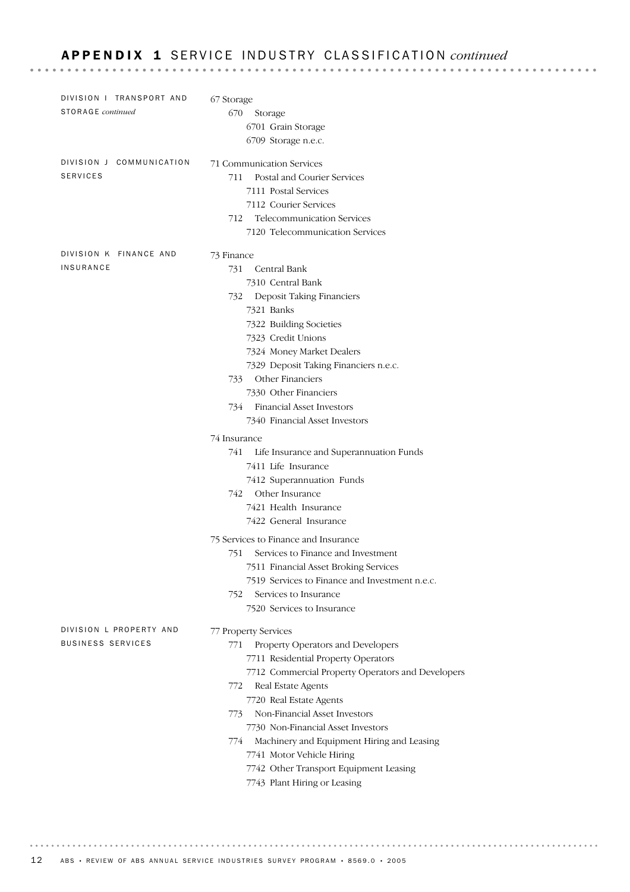## APPENDIX 1 SERVICE INDUSTRY CLASSIFICATION *continued*

**DIVISION I TRANSPORT AND STORAGE** *continued*

67 Storage
- 670 Storage
  - 6701 Grain Storage
  - 6709 Storage n.e.c.

**DIVISION J COMMUNICATION SERVICES**

71 Communication Services
- 711 Postal and Courier Services
  - 7111 Postal Services
  - 7112 Courier Services
- 712 Telecommunication Services
  - 7120 Telecommunication Services

**DIVISION K FINANCE AND INSURANCE**

73 Finance
- 731 Central Bank
  - 7310 Central Bank
- 732 Deposit Taking Financiers
  - 7321 Banks
  - 7322 Building Societies
  - 7323 Credit Unions
  - 7324 Money Market Dealers
  - 7329 Deposit Taking Financiers n.e.c.
- 733 Other Financiers
  - 7330 Other Financiers
- 734 Financial Asset Investors
  - 7340 Financial Asset Investors

74 Insurance
- 741 Life Insurance and Superannuation Funds
  - 7411 Life Insurance
  - 7412 Superannuation Funds
- 742 Other Insurance
  - 7421 Health Insurance
  - 7422 General Insurance

75 Services to Finance and Insurance
- 751 Services to Finance and Investment
  - 7511 Financial Asset Broking Services
  - 7519 Services to Finance and Investment n.e.c.
- 752 Services to Insurance
  - 7520 Services to Insurance

**DIVISION L PROPERTY AND BUSINESS SERVICES**

77 Property Services
- 771 Property Operators and Developers
  - 7711 Residential Property Operators
  - 7712 Commercial Property Operators and Developers
- 772 Real Estate Agents
  - 7720 Real Estate Agents
- 773 Non-Financial Asset Investors
  - 7730 Non-Financial Asset Investors
- 774 Machinery and Equipment Hiring and Leasing
  - 7741 Motor Vehicle Hiring
  - 7742 Other Transport Equipment Leasing
  - 7743 Plant Hiring or Leasing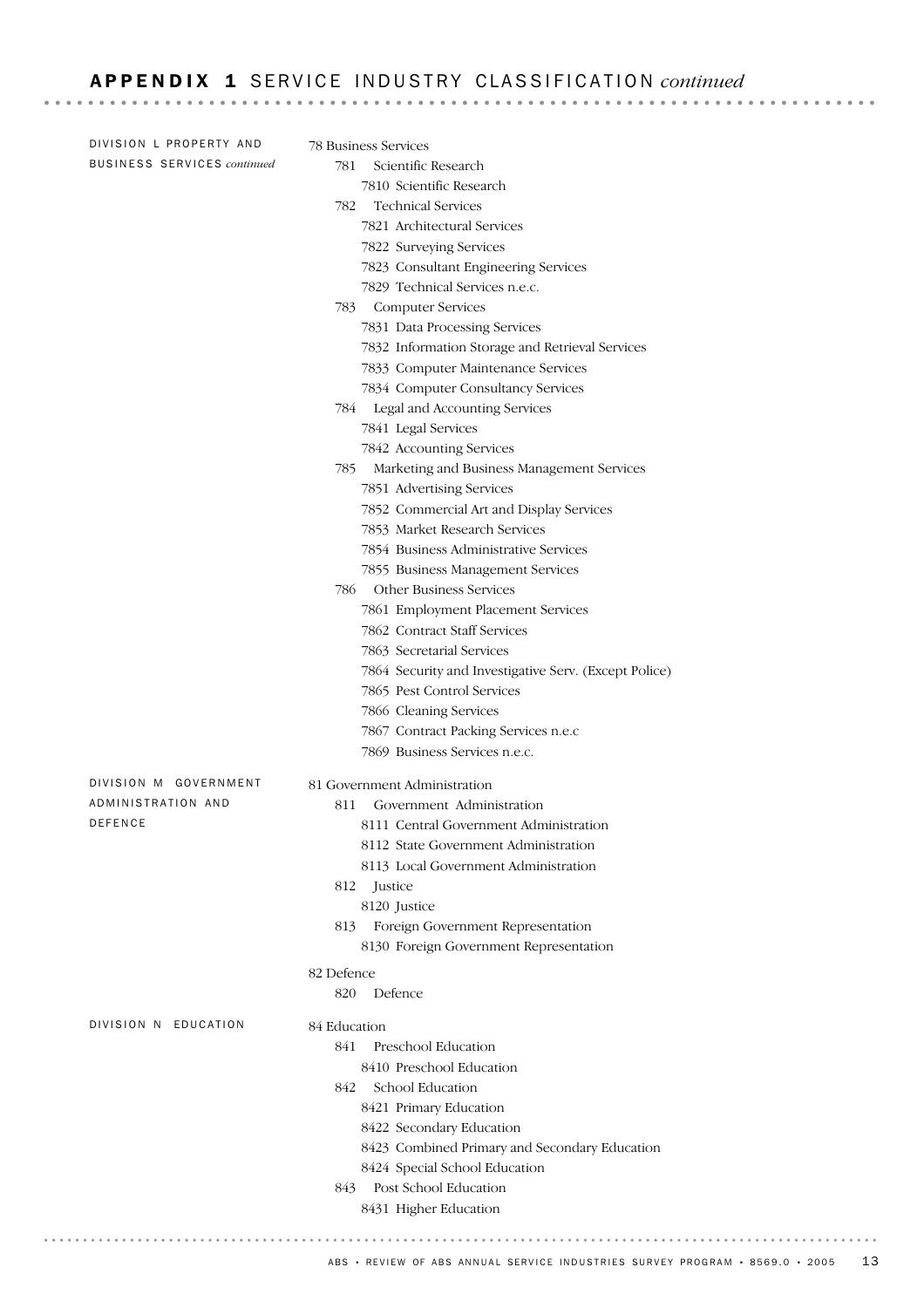## APPENDIX 1 SERVICE INDUSTRY CLASSIFICATION *continued*

**DIVISION L PROPERTY AND BUSINESS SERVICES** *continued*

78 Business Services
- 781 Scientific Research
  - 7810 Scientific Research
- 782 Technical Services
  - 7821 Architectural Services
  - 7822 Surveying Services
  - 7823 Consultant Engineering Services
  - 7829 Technical Services n.e.c.
- 783 Computer Services
  - 7831 Data Processing Services
  - 7832 Information Storage and Retrieval Services
  - 7833 Computer Maintenance Services
  - 7834 Computer Consultancy Services
- 784 Legal and Accounting Services
  - 7841 Legal Services
  - 7842 Accounting Services
- 785 Marketing and Business Management Services
  - 7851 Advertising Services
  - 7852 Commercial Art and Display Services
  - 7853 Market Research Services
  - 7854 Business Administrative Services
  - 7855 Business Management Services
- 786 Other Business Services
  - 7861 Employment Placement Services
  - 7862 Contract Staff Services
  - 7863 Secretarial Services
  - 7864 Security and Investigative Serv. (Except Police)
  - 7865 Pest Control Services
  - 7866 Cleaning Services
  - 7867 Contract Packing Services n.e.c
  - 7869 Business Services n.e.c.

**DIVISION M GOVERNMENT ADMINISTRATION AND DEFENCE**

81 Government Administration
- 811 Government Administration
  - 8111 Central Government Administration
  - 8112 State Government Administration
  - 8113 Local Government Administration
- 812 Justice
  - 8120 Justice
- 813 Foreign Government Representation
  - 8130 Foreign Government Representation

82 Defence
- 820 Defence

**DIVISION N EDUCATION**

84 Education
- 841 Preschool Education
  - 8410 Preschool Education
- 842 School Education
  - 8421 Primary Education
  - 8422 Secondary Education
  - 8423 Combined Primary and Secondary Education
  - 8424 Special School Education
- 843 Post School Education
  - 8431 Higher Education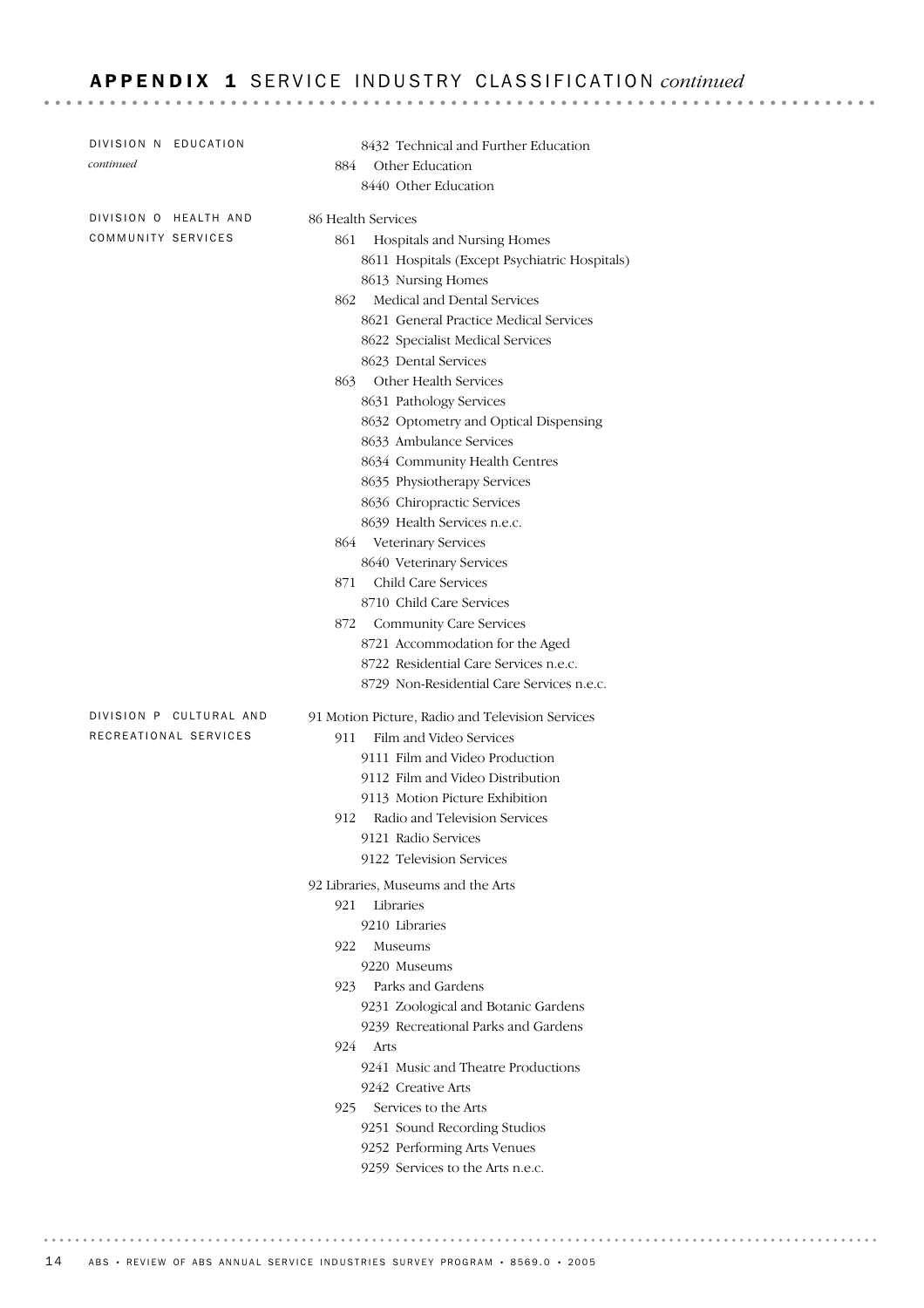## APPENDIX 1 SERVICE INDUSTRY CLASSIFICATION *continued*

**DIVISION N EDUCATION** *continued*

- 8432 Technical and Further Education
- 884 Other Education
  - 8440 Other Education

**DIVISION O HEALTH AND COMMUNITY SERVICES**

86 Health Services

- 861 Hospitals and Nursing Homes
  - 8611 Hospitals (Except Psychiatric Hospitals)
  - 8613 Nursing Homes
- 862 Medical and Dental Services
  - 8621 General Practice Medical Services
  - 8622 Specialist Medical Services
  - 8623 Dental Services
- 863 Other Health Services
  - 8631 Pathology Services
  - 8632 Optometry and Optical Dispensing
  - 8633 Ambulance Services
  - 8634 Community Health Centres
  - 8635 Physiotherapy Services
  - 8636 Chiropractic Services
  - 8639 Health Services n.e.c.
- 864 Veterinary Services
  - 8640 Veterinary Services
- 871 Child Care Services
  - 8710 Child Care Services
- 872 Community Care Services
  - 8721 Accommodation for the Aged
  - 8722 Residential Care Services n.e.c.
  - 8729 Non-Residential Care Services n.e.c.

**DIVISION P CULTURAL AND RECREATIONAL SERVICES**

91 Motion Picture, Radio and Television Services

- 911 Film and Video Services
  - 9111 Film and Video Production
  - 9112 Film and Video Distribution
  - 9113 Motion Picture Exhibition
- 912 Radio and Television Services
  - 9121 Radio Services
  - 9122 Television Services

92 Libraries, Museums and the Arts

- 921 Libraries
  - 9210 Libraries
- 922 Museums
  - 9220 Museums
- 923 Parks and Gardens
  - 9231 Zoological and Botanic Gardens
  - 9239 Recreational Parks and Gardens
- 924 Arts
  - 9241 Music and Theatre Productions
  - 9242 Creative Arts
- 925 Services to the Arts
  - 9251 Sound Recording Studios
  - 9252 Performing Arts Venues
  - 9259 Services to the Arts n.e.c.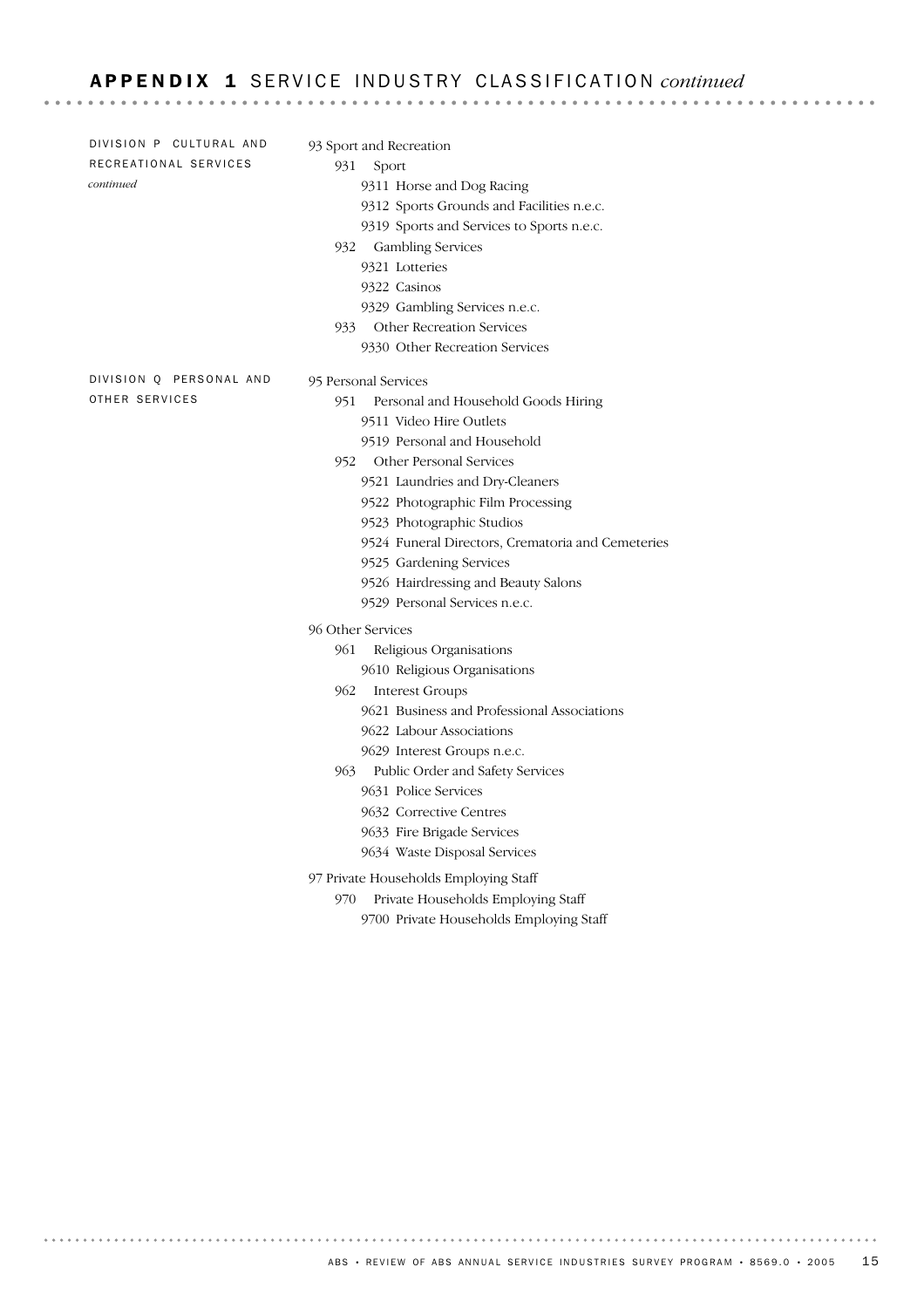## APPENDIX 1 SERVICE INDUSTRY CLASSIFICATION *continued*

**DIVISION P CULTURAL AND RECREATIONAL SERVICES** *continued*

93 Sport and Recreation

- 931 Sport
  - 9311 Horse and Dog Racing
  - 9312 Sports Grounds and Facilities n.e.c.
  - 9319 Sports and Services to Sports n.e.c.
- 932 Gambling Services
  - 9321 Lotteries
  - 9322 Casinos
  - 9329 Gambling Services n.e.c.
- 933 Other Recreation Services
  - 9330 Other Recreation Services

**DIVISION Q PERSONAL AND OTHER SERVICES**

95 Personal Services

- 951 Personal and Household Goods Hiring
  - 9511 Video Hire Outlets
  - 9519 Personal and Household
- 952 Other Personal Services
  - 9521 Laundries and Dry-Cleaners
  - 9522 Photographic Film Processing
  - 9523 Photographic Studios
  - 9524 Funeral Directors, Crematoria and Cemeteries
  - 9525 Gardening Services
  - 9526 Hairdressing and Beauty Salons
  - 9529 Personal Services n.e.c.

96 Other Services

- 961 Religious Organisations
  - 9610 Religious Organisations
- 962 Interest Groups
  - 9621 Business and Professional Associations
  - 9622 Labour Associations
  - 9629 Interest Groups n.e.c.
- 963 Public Order and Safety Services
  - 9631 Police Services
  - 9632 Corrective Centres
  - 9633 Fire Brigade Services
  - 9634 Waste Disposal Services

97 Private Households Employing Staff

- 970 Private Households Employing Staff
  - 9700 Private Households Employing Staff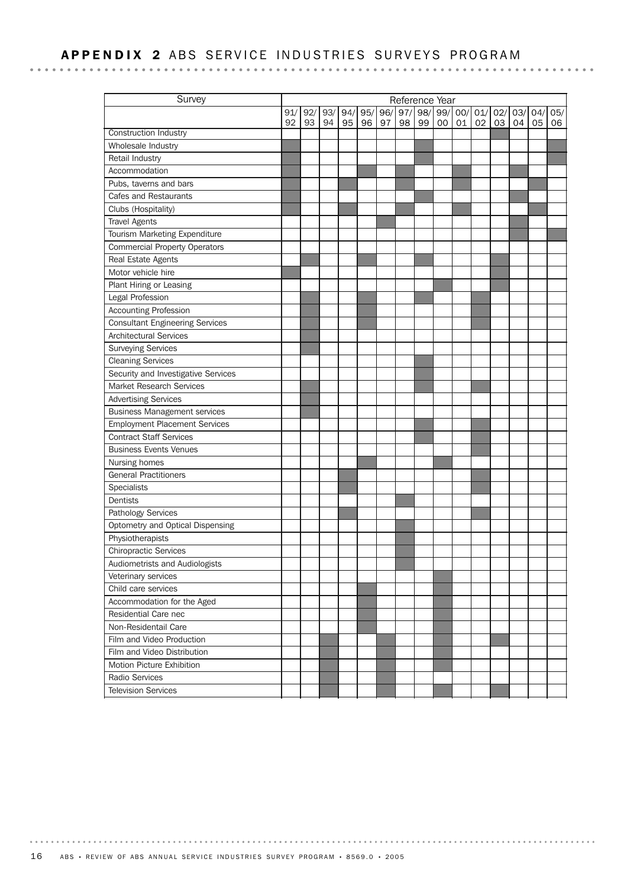## APPENDIX 2 ABS SERVICE INDUSTRIES SURVEYS PROGRAM

| Survey | Reference Year | | | | | | | | | | | | | | |
|---|---|---|---|---|---|---|---|---|---|---|---|---|---|---|---|
| | 91/92 | 92/93 | 93/94 | 94/95 | 95/96 | 96/97 | 97/98 | 98/99 | 99/00 | 00/01 | 01/02 | 02/03 | 03/04 | 04/05 | 05/06 |
| Construction Industry | | | | | | | | | | | | ■ | | | |
| Wholesale Industry | ■ | | | | | | | ■ | | | | | | | ■ |
| Retail Industry | ■ | | | | | | | ■ | | | | | | | ■ |
| Accommodation | ■ | | | | ■ | | ■ | | | ■ | | | ■ | | |
| Pubs, taverns and bars | ■ | | | ■ | | | ■ | | | ■ | | | | ■ | |
| Cafes and Restaurants | ■ | | | | | | | ■ | | | | | ■ | | |
| Clubs (Hospitality) | ■ | | | ■ | | | ■ | | | ■ | | | | ■ | |
| Travel Agents | | | | | | ■ | | | | | | | ■ | | |
| Tourism Marketing Expenditure | | | | | | | | | | | | | ■ | | ■ |
| Commercial Property Operators | | | | | | | | | | | | | | | |
| Real Estate Agents | | ■ | | | ■ | | | ■ | | | | ■ | | | |
| Motor vehicle hire | ■ | | | | | | | | | | | ■ | | | |
| Plant Hiring or Leasing | | | | | | | | | ■ | | | ■ | | | |
| Legal Profession | | ■ | | | ■ | | | ■ | | | ■ | | | | |
| Accounting Profession | | ■ | | | ■ | | | | | | ■ | | | | |
| Consultant Engineering Services | | ■ | | | ■ | | | | | | ■ | | | | |
| Architectural Services | | ■ | | | | | | | | | | | | | |
| Surveying Services | | ■ | | | | | | | | | | | | | |
| Cleaning Services | | | | | | | | ■ | | | | | | | |
| Security and Investigative Services | | | | | | | | ■ | | | | | | | |
| Market Research Services | | ■ | | | | | | ■ | | | ■ | | | | |
| Advertising Services | | ■ | | | | | | | | | | | | | |
| Business Management services | | ■ | | | | | | | | | | | | | |
| Employment Placement Services | | | | | | | | ■ | | | ■ | | | | |
| Contract Staff Services | | | | | | | | ■ | | | ■ | | | | |
| Business Events Venues | | | | | | | | | | | ■ | | | | |
| Nursing homes | | | | | ■ | | | | ■ | | | | | | |
| General Practitioners | | | | ■ | | | | | | | ■ | | | | |
| Specialists | | | | ■ | | | | | | | ■ | | | | |
| Dentists | | | | | | | ■ | | | | | | | | |
| Pathology Services | | | | ■ | | | | | | | ■ | | | | |
| Optometry and Optical Dispensing | | | | | | | ■ | | | | | | | | |
| Physiotherapists | | | | | | | ■ | | | | | | | | |
| Chiropractic Services | | | | | | | ■ | | | | | | | | |
| Audiometrists and Audiologists | | | | | | | ■ | | | | | | | | |
| Veterinary services | | | | | | | | | ■ | | | | | | |
| Child care services | | | | | ■ | | | | ■ | | | | | | |
| Accommodation for the Aged | | | | | ■ | | | | ■ | | | | | | |
| Residential Care nec | | | | | ■ | | | | ■ | | | | | | |
| Non-Residentail Care | | | | | ■ | | | | ■ | | | | | | |
| Film and Video Production | | | ■ | | | ■ | | | ■ | | | ■ | | | |
| Film and Video Distribution | | | ■ | | | ■ | | | ■ | | | | | | |
| Motion Picture Exhibition | | | ■ | | | ■ | | | ■ | | | | | | |
| Radio Services | | | ■ | | | ■ | | | | | | | | | |
| Television Services | | | ■ | | | ■ | | | ■ | | | ■ | | | |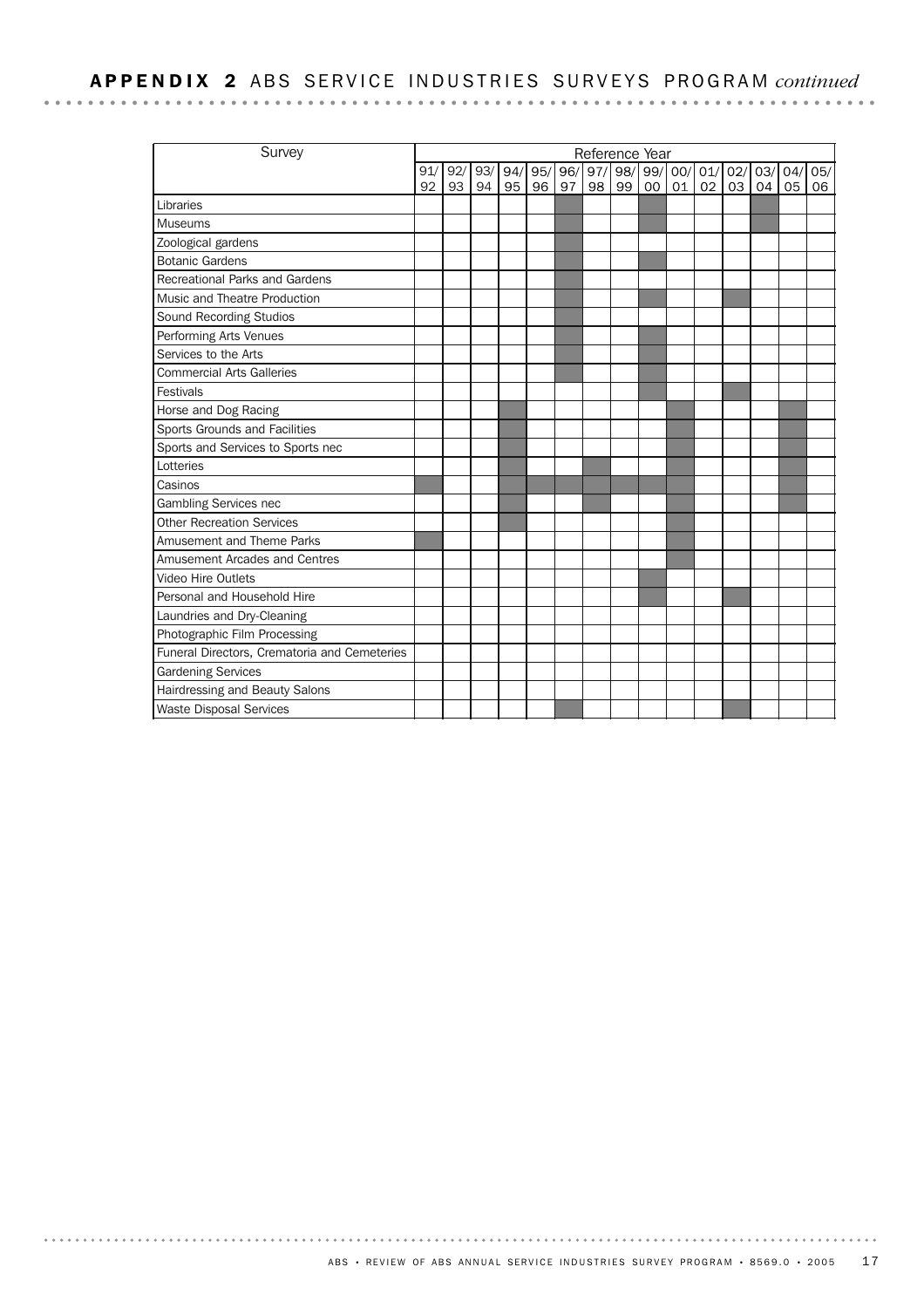# APPENDIX 2 ABS SERVICE INDUSTRIES SURVEYS PROGRAM *continued*

(■ = shaded cell)

| Survey | Reference Year | | | | | | | | | | | | | | |
|---|---|---|---|---|---|---|---|---|---|---|---|---|---|---|---|
| | 91/92 | 92/93 | 93/94 | 94/95 | 95/96 | 96/97 | 97/98 | 98/99 | 99/00 | 00/01 | 01/02 | 02/03 | 03/04 | 04/05 | 05/06 |
| Libraries | | | | | | ■ | | | ■ | | | | ■ | | |
| Museums | | | | | | ■ | | | ■ | | | | ■ | | |
| Zoological gardens | | | | | | ■ | | | | | | | | | |
| Botanic Gardens | | | | | | ■ | | | ■ | | | | | | |
| Recreational Parks and Gardens | | | | | | ■ | | | | | | | | | |
| Music and Theatre Production | | | | | | ■ | | | ■ | | | ■ | | | |
| Sound Recording Studios | | | | | | ■ | | | | | | | | | |
| Performing Arts Venues | | | | | | ■ | | | ■ | | | | | | |
| Services to the Arts | | | | | | ■ | | | ■ | | | | | | |
| Commercial Arts Galleries | | | | | | ■ | | | ■ | | | | | | |
| Festivals | | | | | | | | | ■ | | | ■ | | | |
| Horse and Dog Racing | | | | ■ | | | | | | ■ | | | | ■ | |
| Sports Grounds and Facilities | | | | ■ | | | | | | ■ | | | | ■ | |
| Sports and Services to Sports nec | | | | ■ | | | | | | ■ | | | | ■ | |
| Lotteries | | | | ■ | | | ■ | | | ■ | | | | ■ | |
| Casinos | ■ | | | ■ | ■ | ■ | ■ | ■ | ■ | ■ | | | | ■ | |
| Gambling Services nec | | | | ■ | | | ■ | | | ■ | | | | ■ | |
| Other Recreation Services | | | | ■ | | | | | | ■ | | | | | |
| Amusement and Theme Parks | ■ | | | | | | | | | ■ | | | | | |
| Amusement Arcades and Centres | | | | | | | | | | ■ | | | | | |
| Video Hire Outlets | | | | | | | | | ■ | | | | | | |
| Personal and Household Hire | | | | | | | | | ■ | | | ■ | | | |
| Laundries and Dry-Cleaning | | | | | | | | | | | | | | | |
| Photographic Film Processing | | | | | | | | | | | | | | | |
| Funeral Directors, Crematoria and Cemeteries | | | | | | | | | | | | | | | |
| Gardening Services | | | | | | | | | | | | | | | |
| Hairdressing and Beauty Salons | | | | | | | | | | | | | | | |
| Waste Disposal Services | | | | | | ■ | | | | | | ■ | | | |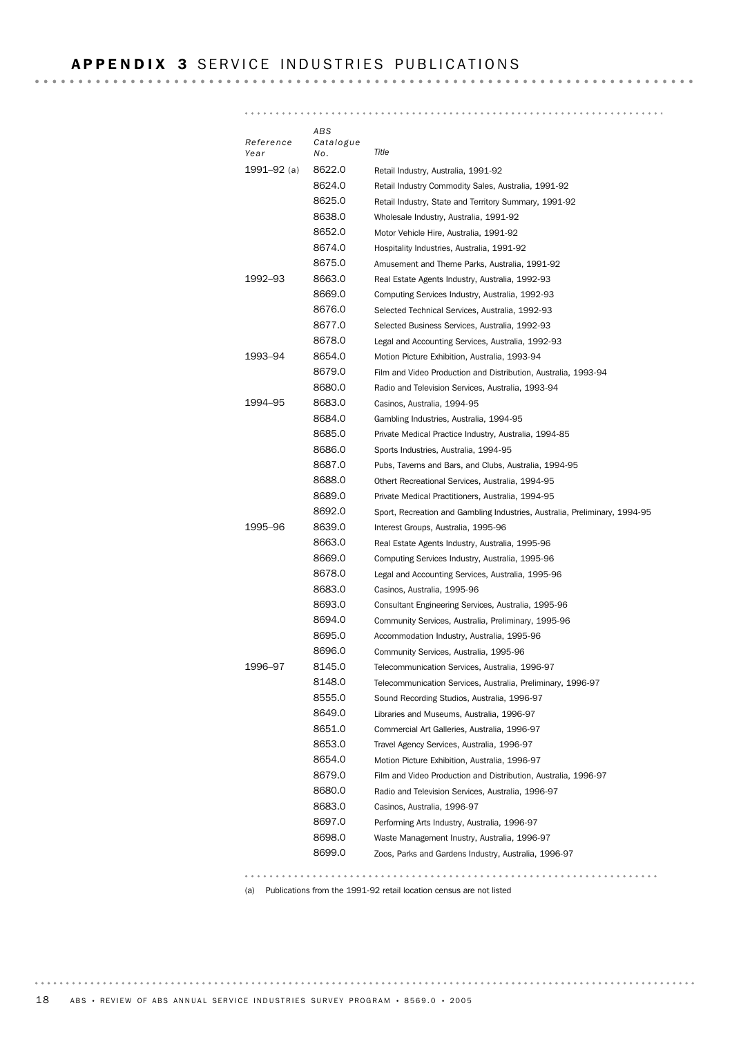# APPENDIX 3 SERVICE INDUSTRIES PUBLICATIONS

| Reference Year | ABS Catalogue No. | Title |
|---|---|---|
| 1991–92 (a) | 8622.0 | Retail Industry, Australia, 1991-92 |
| | 8624.0 | Retail Industry Commodity Sales, Australia, 1991-92 |
| | 8625.0 | Retail Industry, State and Territory Summary, 1991-92 |
| | 8638.0 | Wholesale Industry, Australia, 1991-92 |
| | 8652.0 | Motor Vehicle Hire, Australia, 1991-92 |
| | 8674.0 | Hospitality Industries, Australia, 1991-92 |
| | 8675.0 | Amusement and Theme Parks, Australia, 1991-92 |
| 1992–93 | 8663.0 | Real Estate Agents Industry, Australia, 1992-93 |
| | 8669.0 | Computing Services Industry, Australia, 1992-93 |
| | 8676.0 | Selected Technical Services, Australia, 1992-93 |
| | 8677.0 | Selected Business Services, Australia, 1992-93 |
| | 8678.0 | Legal and Accounting Services, Australia, 1992-93 |
| 1993–94 | 8654.0 | Motion Picture Exhibition, Australia, 1993-94 |
| | 8679.0 | Film and Video Production and Distribution, Australia, 1993-94 |
| | 8680.0 | Radio and Television Services, Australia, 1993-94 |
| 1994–95 | 8683.0 | Casinos, Australia, 1994-95 |
| | 8684.0 | Gambling Industries, Australia, 1994-95 |
| | 8685.0 | Private Medical Practice Industry, Australia, 1994-85 |
| | 8686.0 | Sports Industries, Australia, 1994-95 |
| | 8687.0 | Pubs, Taverns and Bars, and Clubs, Australia, 1994-95 |
| | 8688.0 | Othert Recreational Services, Australia, 1994-95 |
| | 8689.0 | Private Medical Practitioners, Australia, 1994-95 |
| | 8692.0 | Sport, Recreation and Gambling Industries, Australia, Preliminary, 1994-95 |
| 1995–96 | 8639.0 | Interest Groups, Australia, 1995-96 |
| | 8663.0 | Real Estate Agents Industry, Australia, 1995-96 |
| | 8669.0 | Computing Services Industry, Australia, 1995-96 |
| | 8678.0 | Legal and Accounting Services, Australia, 1995-96 |
| | 8683.0 | Casinos, Australia, 1995-96 |
| | 8693.0 | Consultant Engineering Services, Australia, 1995-96 |
| | 8694.0 | Community Services, Australia, Preliminary, 1995-96 |
| | 8695.0 | Accommodation Industry, Australia, 1995-96 |
| | 8696.0 | Community Services, Australia, 1995-96 |
| 1996–97 | 8145.0 | Telecommunication Services, Australia, 1996-97 |
| | 8148.0 | Telecommunication Services, Australia, Preliminary, 1996-97 |
| | 8555.0 | Sound Recording Studios, Australia, 1996-97 |
| | 8649.0 | Libraries and Museums, Australia, 1996-97 |
| | 8651.0 | Commercial Art Galleries, Australia, 1996-97 |
| | 8653.0 | Travel Agency Services, Australia, 1996-97 |
| | 8654.0 | Motion Picture Exhibition, Australia, 1996-97 |
| | 8679.0 | Film and Video Production and Distribution, Australia, 1996-97 |
| | 8680.0 | Radio and Television Services, Australia, 1996-97 |
| | 8683.0 | Casinos, Australia, 1996-97 |
| | 8697.0 | Performing Arts Industry, Australia, 1996-97 |
| | 8698.0 | Waste Management Instry, Australia, 1996-97 |
| | 8699.0 | Zoos, Parks and Gardens Industry, Australia, 1996-97 |

(a) Publications from the 1991-92 retail location census are not listed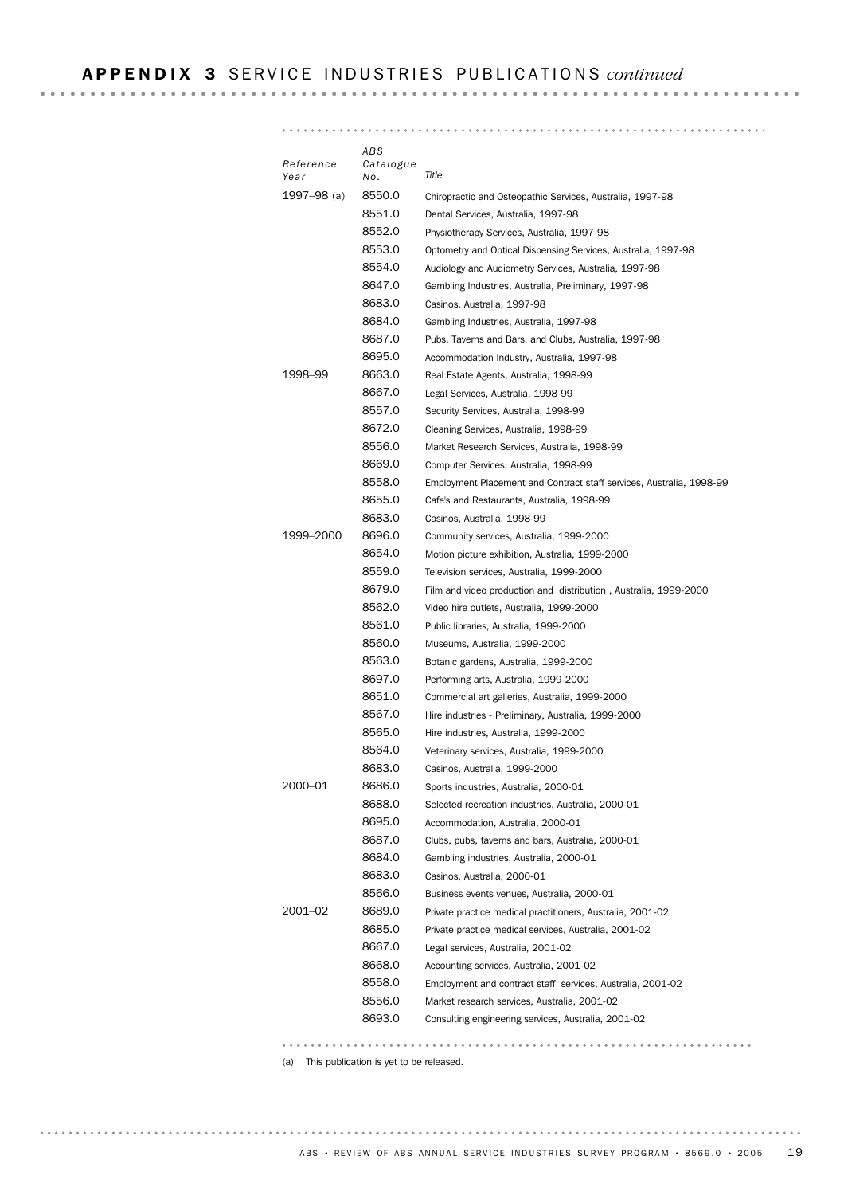## APPENDIX 3 SERVICE INDUSTRIES PUBLICATIONS *continued*

| Reference Year | ABS Catalogue No. | Title |
|---|---|---|
| 1997–98 (a) | 8550.0 | Chiropractic and Osteopathic Services, Australia, 1997-98 |
| | 8551.0 | Dental Services, Australia, 1997-98 |
| | 8552.0 | Physiotherapy Services, Australia, 1997-98 |
| | 8553.0 | Optometry and Optical Dispensing Services, Australia, 1997-98 |
| | 8554.0 | Audiology and Audiometry Services, Australia, 1997-98 |
| | 8647.0 | Gambling Industries, Australia, Preliminary, 1997-98 |
| | 8683.0 | Casinos, Australia, 1997-98 |
| | 8684.0 | Gambling Industries, Australia, 1997-98 |
| | 8687.0 | Pubs, Taverns and Bars, and Clubs, Australia, 1997-98 |
| | 8695.0 | Accommodation Industry, Australia, 1997-98 |
| 1998–99 | 8663.0 | Real Estate Agents, Australia, 1998-99 |
| | 8667.0 | Legal Services, Australia, 1998-99 |
| | 8557.0 | Security Services, Australia, 1998-99 |
| | 8672.0 | Cleaning Services, Australia, 1998-99 |
| | 8556.0 | Market Research Services, Australia, 1998-99 |
| | 8669.0 | Computer Services, Australia, 1998-99 |
| | 8558.0 | Employment Placement and Contract staff services, Australia, 1998-99 |
| | 8655.0 | Cafe's and Restaurants, Australia, 1998-99 |
| | 8683.0 | Casinos, Australia, 1998-99 |
| 1999–2000 | 8696.0 | Community services, Australia, 1999-2000 |
| | 8654.0 | Motion picture exhibition, Australia, 1999-2000 |
| | 8559.0 | Television services, Australia, 1999-2000 |
| | 8679.0 | Film and video production and distribution , Australia, 1999-2000 |
| | 8562.0 | Video hire outlets, Australia, 1999-2000 |
| | 8561.0 | Public libraries, Australia, 1999-2000 |
| | 8560.0 | Museums, Australia, 1999-2000 |
| | 8563.0 | Botanic gardens, Australia, 1999-2000 |
| | 8697.0 | Performing arts, Australia, 1999-2000 |
| | 8651.0 | Commercial art galleries, Australia, 1999-2000 |
| | 8567.0 | Hire industries - Preliminary, Australia, 1999-2000 |
| | 8565.0 | Hire industries, Australia, 1999-2000 |
| | 8564.0 | Veterinary services, Australia, 1999-2000 |
| | 8683.0 | Casinos, Australia, 1999-2000 |
| 2000–01 | 8686.0 | Sports industries, Australia, 2000-01 |
| | 8688.0 | Selected recreation industries, Australia, 2000-01 |
| | 8695.0 | Accommodation, Australia, 2000-01 |
| | 8687.0 | Clubs, pubs, taverns and bars, Australia, 2000-01 |
| | 8684.0 | Gambling industries, Australia, 2000-01 |
| | 8683.0 | Casinos, Australia, 2000-01 |
| | 8566.0 | Business events venues, Australia, 2000-01 |
| 2001–02 | 8689.0 | Private practice medical practitioners, Australia, 2001-02 |
| | 8685.0 | Private practice medical services, Australia, 2001-02 |
| | 8667.0 | Legal services, Australia, 2001-02 |
| | 8668.0 | Accounting services, Australia, 2001-02 |
| | 8558.0 | Employment and contract staff services, Australia, 2001-02 |
| | 8556.0 | Market research services, Australia, 2001-02 |
| | 8693.0 | Consulting engineering services, Australia, 2001-02 |

(a) This publication is yet to be released.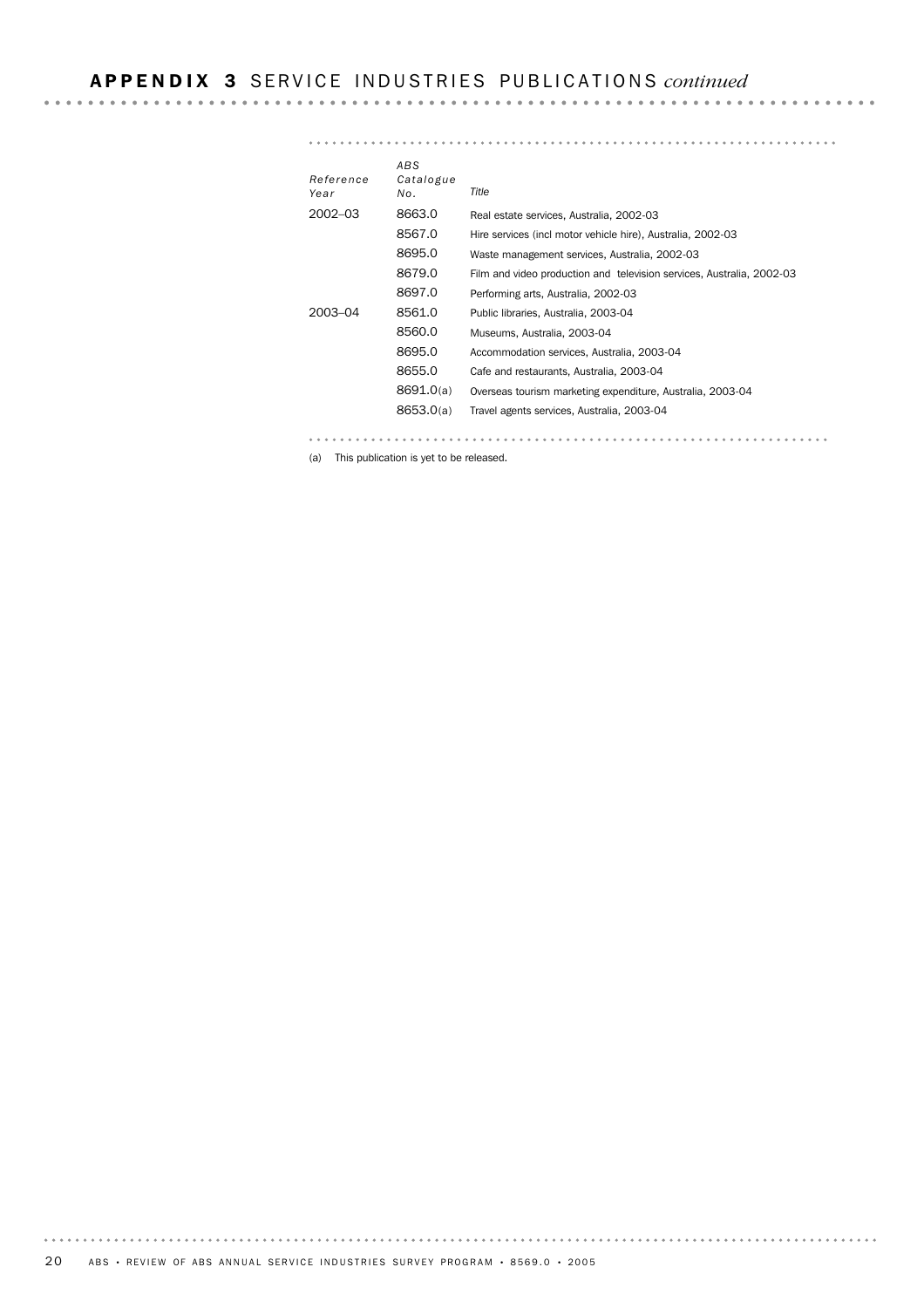# APPENDIX 3 SERVICE INDUSTRIES PUBLICATIONS *continued*

| *Reference Year* | *ABS Catalogue No.* | *Title* |
|---|---|---|
| 2002–03 | 8663.0 | Real estate services, Australia, 2002-03 |
| | 8567.0 | Hire services (incl motor vehicle hire), Australia, 2002-03 |
| | 8695.0 | Waste management services, Australia, 2002-03 |
| | 8679.0 | Film and video production and television services, Australia, 2002-03 |
| | 8697.0 | Performing arts, Australia, 2002-03 |
| 2003–04 | 8561.0 | Public libraries, Australia, 2003-04 |
| | 8560.0 | Museums, Australia, 2003-04 |
| | 8695.0 | Accommodation services, Australia, 2003-04 |
| | 8655.0 | Cafe and restaurants, Australia, 2003-04 |
| | 8691.0(a) | Overseas tourism marketing expenditure, Australia, 2003-04 |
| | 8653.0(a) | Travel agents services, Australia, 2003-04 |

(a) This publication is yet to be released.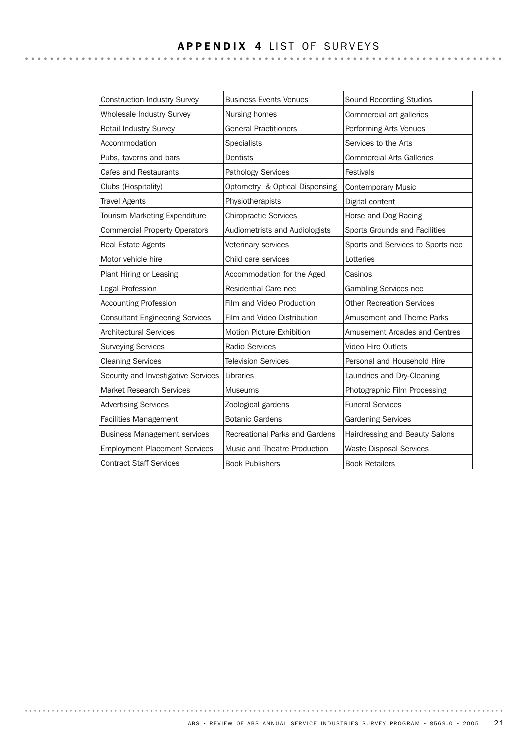## APPENDIX 4 LIST OF SURVEYS

| | | |
|---|---|---|
| Construction Industry Survey | Business Events Venues | Sound Recording Studios |
| Wholesale Industry Survey | Nursing homes | Commercial art galleries |
| Retail Industry Survey | General Practitioners | Performing Arts Venues |
| Accommodation | Specialists | Services to the Arts |
| Pubs, taverns and bars | Dentists | Commercial Arts Galleries |
| Cafes and Restaurants | Pathology Services | Festivals |
| Clubs (Hospitality) | Optometry & Optical Dispensing | Contemporary Music |
| Travel Agents | Physiotherapists | Digital content |
| Tourism Marketing Expenditure | Chiropractic Services | Horse and Dog Racing |
| Commercial Property Operators | Audiometrists and Audiologists | Sports Grounds and Facilities |
| Real Estate Agents | Veterinary services | Sports and Services to Sports nec |
| Motor vehicle hire | Child care services | Lotteries |
| Plant Hiring or Leasing | Accommodation for the Aged | Casinos |
| Legal Profession | Residential Care nec | Gambling Services nec |
| Accounting Profession | Film and Video Production | Other Recreation Services |
| Consultant Engineering Services | Film and Video Distribution | Amusement and Theme Parks |
| Architectural Services | Motion Picture Exhibition | Amusement Arcades and Centres |
| Surveying Services | Radio Services | Video Hire Outlets |
| Cleaning Services | Television Services | Personal and Household Hire |
| Security and Investigative Services | Libraries | Laundries and Dry-Cleaning |
| Market Research Services | Museums | Photographic Film Processing |
| Advertising Services | Zoological gardens | Funeral Services |
| Facilities Management | Botanic Gardens | Gardening Services |
| Business Management services | Recreational Parks and Gardens | Hairdressing and Beauty Salons |
| Employment Placement Services | Music and Theatre Production | Waste Disposal Services |
| Contract Staff Services | Book Publishers | Book Retailers |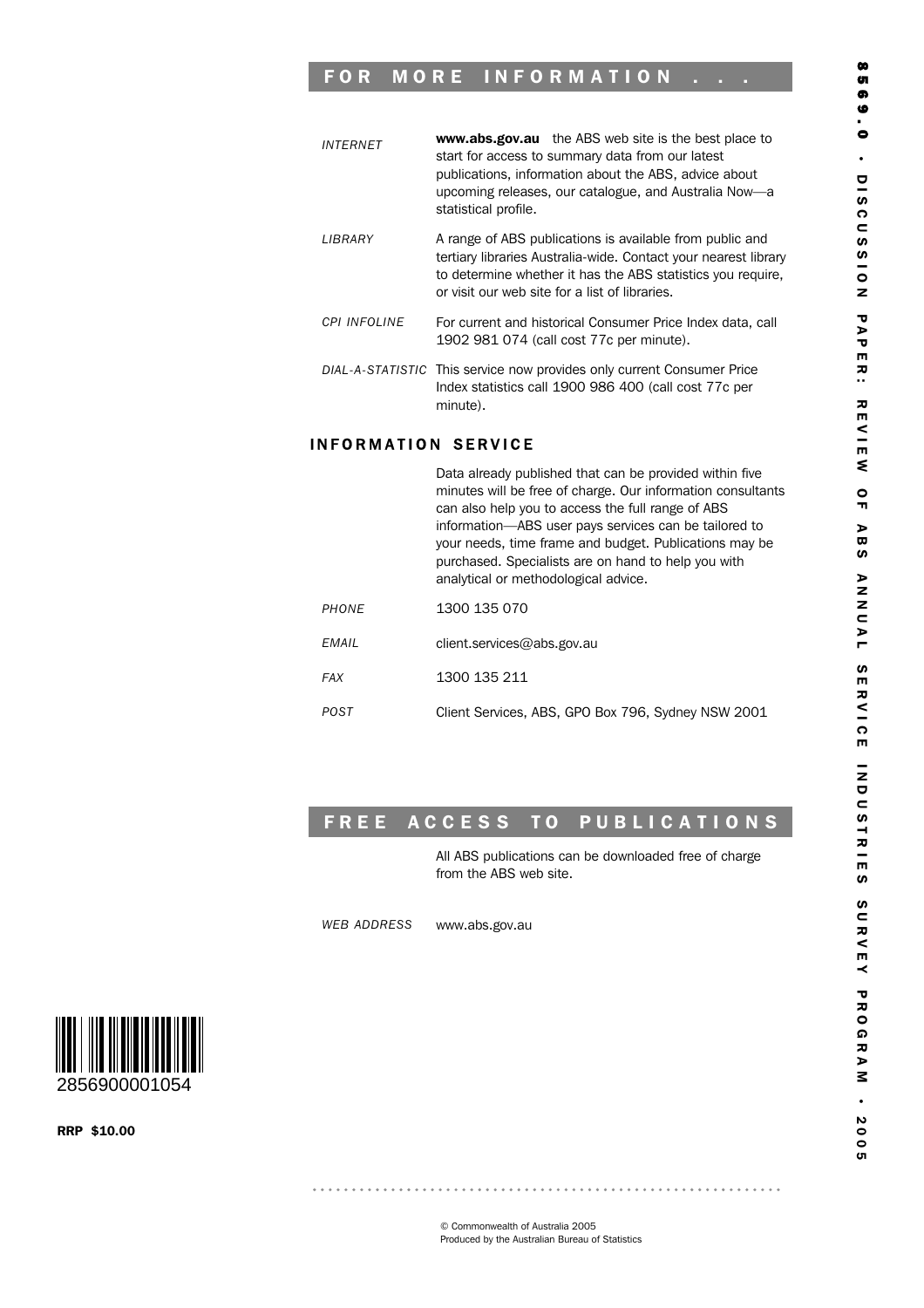## FOR MORE INFORMATION . . .

*INTERNET* — **www.abs.gov.au** the ABS web site is the best place to start for access to summary data from our latest publications, information about the ABS, advice about upcoming releases, our catalogue, and Australia Now—a statistical profile.

*LIBRARY* — A range of ABS publications is available from public and tertiary libraries Australia-wide. Contact your nearest library to determine whether it has the ABS statistics you require, or visit our web site for a list of libraries.

*CPI INFOLINE* — For current and historical Consumer Price Index data, call 1902 981 074 (call cost 77c per minute).

*DIAL-A-STATISTIC* — This service now provides only current Consumer Price Index statistics call 1900 986 400 (call cost 77c per minute).

### INFORMATION SERVICE

Data already published that can be provided within five minutes will be free of charge. Our information consultants can also help you to access the full range of ABS information—ABS user pays services can be tailored to your needs, time frame and budget. Publications may be purchased. Specialists are on hand to help you with analytical or methodological advice.

*PHONE* — 1300 135 070

*EMAIL* — client.services@abs.gov.au

*FAX* — 1300 135 211

*POST* — Client Services, ABS, GPO Box 796, Sydney NSW 2001

## FREE ACCESS TO PUBLICATIONS

All ABS publications can be downloaded free of charge from the ABS web site.

*WEB ADDRESS* — www.abs.gov.au

2856900001054

**RRP $10.00**

© Commonwealth of Australia 2005
Produced by the Australian Bureau of Statistics